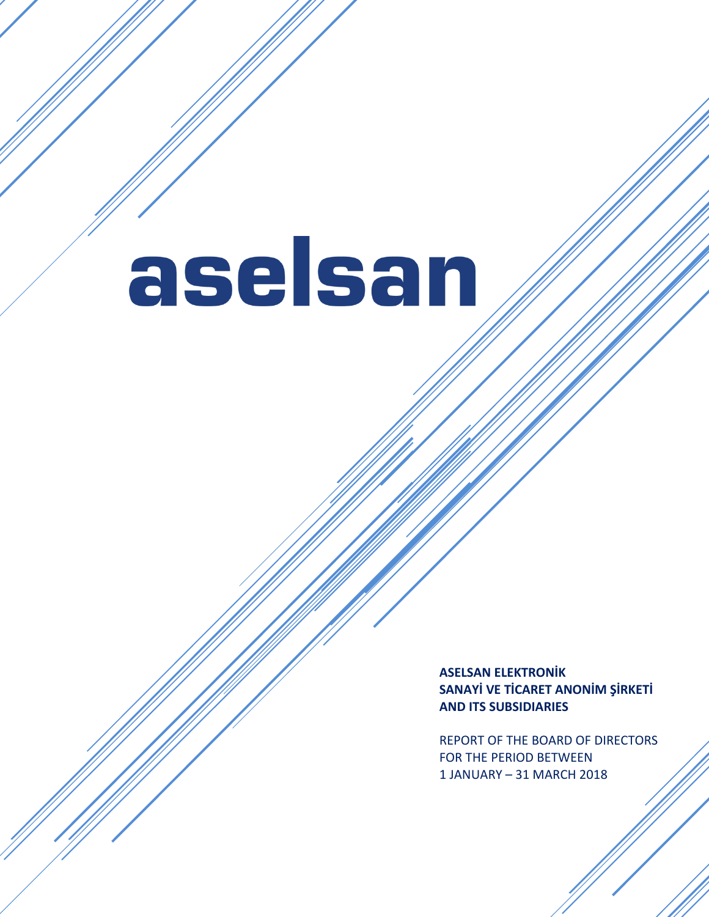# aselsan

**ASELSAN ELEKTRONİK SANAYİ VE TİCARET ANONİM ŞİRKETİ AND ITS SUBSIDIARIES**

REPORT OF THE BOARD OF DIRECTORS
FOR THE PERIOD BETWEEN
1 JANUARY – 31 MARCH 2018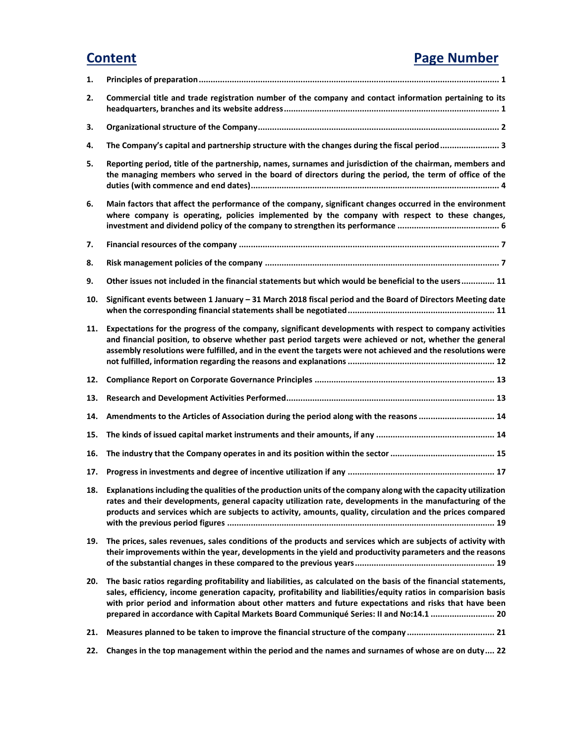| Content | Page Number |
|---|---|
| **1. Principles of preparation** | **1** |
| **2. Commercial title and trade registration number of the company and contact information pertaining to its headquarters, branches and its website address** | **1** |
| **3. Organizational structure of the Company** | **2** |
| **4. The Company's capital and partnership structure with the changes during the fiscal period** | **3** |
| **5. Reporting period, title of the partnership, names, surnames and jurisdiction of the chairman, members and the managing members who served in the board of directors during the period, the term of office of the duties (with commence and end dates)** | **4** |
| **6. Main factors that affect the performance of the company, significant changes occurred in the environment where company is operating, policies implemented by the company with respect to these changes, investment and dividend policy of the company to strengthen its performance** | **6** |
| **7. Financial resources of the company** | **7** |
| **8. Risk management policies of the company** | **7** |
| **9. Other issues not included in the financial statements but which would be beneficial to the users** | **11** |
| **10. Significant events between 1 January – 31 March 2018 fiscal period and the Board of Directors Meeting date when the corresponding financial statements shall be negotiated** | **11** |
| **11. Expectations for the progress of the company, significant developments with respect to company activities and financial position, to observe whether past period targets were achieved or not, whether the general assembly resolutions were fulfilled, and in the event the targets were not achieved and the resolutions were not fulfilled, information regarding the reasons and explanations** | **12** |
| **12. Compliance Report on Corporate Governance Principles** | **13** |
| **13. Research and Development Activities Performed** | **13** |
| **14. Amendments to the Articles of Association during the period along with the reasons** | **14** |
| **15. The kinds of issued capital market instruments and their amounts, if any** | **14** |
| **16. The industry that the Company operates in and its position within the sector** | **15** |
| **17. Progress in investments and degree of incentive utilization if any** | **17** |
| **18. Explanations including the qualities of the production units of the company along with the capacity utilization rates and their developments, general capacity utilization rate, developments in the manufacturing of the products and services which are subjects to activity, amounts, quality, circulation and the prices compared with the previous period figures** | **19** |
| **19. The prices, sales revenues, sales conditions of the products and services which are subjects of activity with their improvements within the year, developments in the yield and productivity parameters and the reasons of the substantial changes in these compared to the previous years** | **19** |
| **20. The basic ratios regarding profitability and liabilities, as calculated on the basis of the financial statements, sales, efficiency, income generation capacity, profitability and liabilities/equity ratios in comparision basis with prior period and information about other matters and future expectations and risks that have been prepared in accordance with Capital Markets Board Communiqué Series: II and No:14.1** | **20** |
| **21. Measures planned to be taken to improve the financial structure of the company** | **21** |
| **22. Changes in the top management within the period and the names and surnames of whose are on duty** | **22** |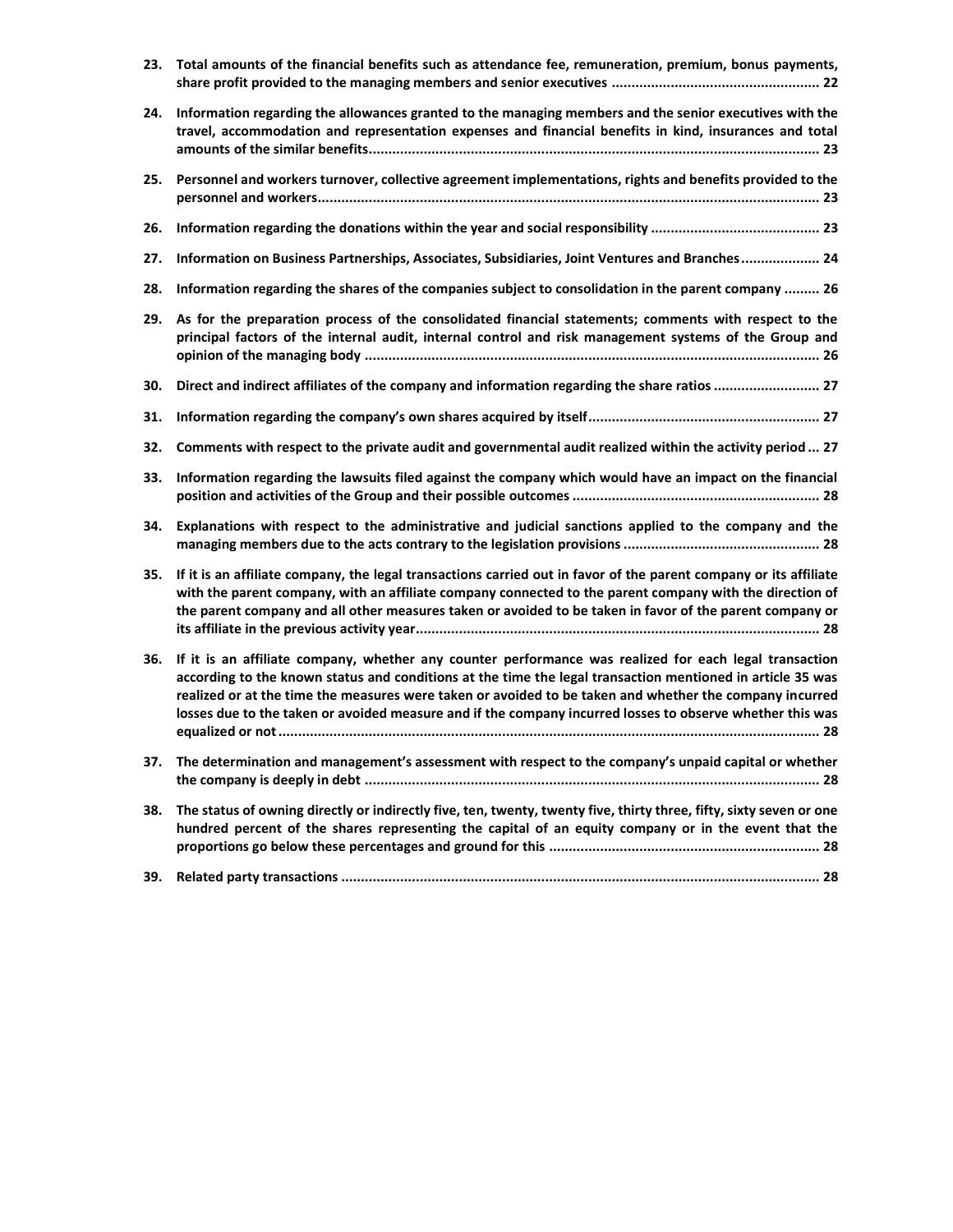23. **Total amounts of the financial benefits such as attendance fee, remuneration, premium, bonus payments, share profit provided to the managing members and senior executives ..................................................... 22**

24. **Information regarding the allowances granted to the managing members and the senior executives with the travel, accommodation and representation expenses and financial benefits in kind, insurances and total amounts of the similar benefits.................................................................................................................. 23**

25. **Personnel and workers turnover, collective agreement implementations, rights and benefits provided to the personnel and workers................................................................................................................................ 23**

26. **Information regarding the donations within the year and social responsibility ........................................... 23**

27. **Information on Business Partnerships, Associates, Subsidiaries, Joint Ventures and Branches.................... 24**

28. **Information regarding the shares of the companies subject to consolidation in the parent company ......... 26**

29. **As for the preparation process of the consolidated financial statements; comments with respect to the principal factors of the internal audit, internal control and risk management systems of the Group and opinion of the managing body .................................................................................................................... 26**

30. **Direct and indirect affiliates of the company and information regarding the share ratios ........................... 27**

31. **Information regarding the company's own shares acquired by itself........................................................... 27**

32. **Comments with respect to the private audit and governmental audit realized within the activity period ... 27**

33. **Information regarding the lawsuits filed against the company which would have an impact on the financial position and activities of the Group and their possible outcomes ............................................................... 28**

34. **Explanations with respect to the administrative and judicial sanctions applied to the company and the managing members due to the acts contrary to the legislation provisions .................................................. 28**

35. **If it is an affiliate company, the legal transactions carried out in favor of the parent company or its affiliate with the parent company, with an affiliate company connected to the parent company with the direction of the parent company and all other measures taken or avoided to be taken in favor of the parent company or its affiliate in the previous activity year...................................................................................................... 28**

36. **If it is an affiliate company, whether any counter performance was realized for each legal transaction according to the known status and conditions at the time the legal transaction mentioned in article 35 was realized or at the time the measures were taken or avoided to be taken and whether the company incurred losses due to the taken or avoided measure and if the company incurred losses to observe whether this was equalized or not ......................................................................................................................................... 28**

37. **The determination and management's assessment with respect to the company's unpaid capital or whether the company is deeply in debt ................................................................................................................... 28**

38. **The status of owning directly or indirectly five, ten, twenty, twenty five, thirty three, fifty, sixty seven or one hundred percent of the shares representing the capital of an equity company or in the event that the proportions go below these percentages and ground for this ..................................................................... 28**

39. **Related party transactions .......................................................................................................................... 28**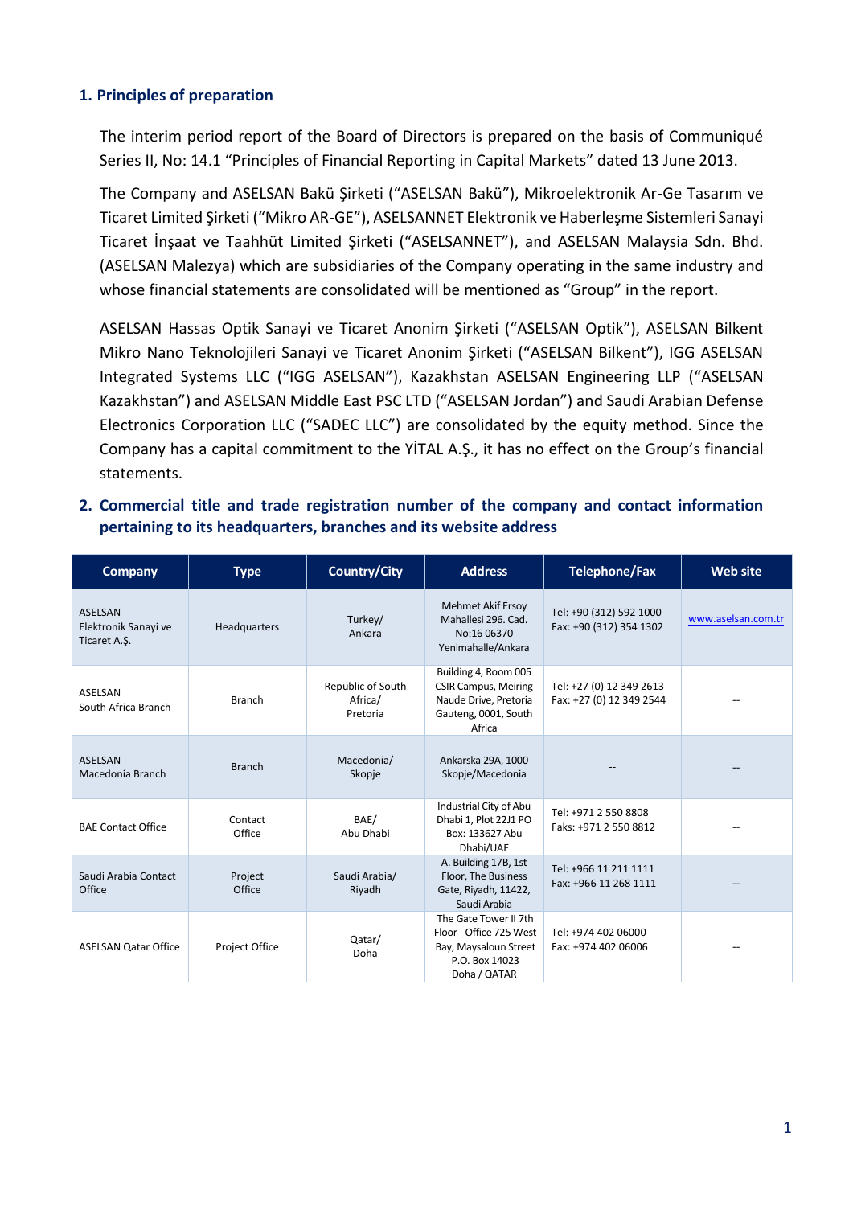## 1. Principles of preparation

The interim period report of the Board of Directors is prepared on the basis of Communiqué Series II, No: 14.1 "Principles of Financial Reporting in Capital Markets" dated 13 June 2013.

The Company and ASELSAN Bakü Şirketi ("ASELSAN Bakü"), Mikroelektronik Ar-Ge Tasarım ve Ticaret Limited Şirketi ("Mikro AR-GE"), ASELSANNET Elektronik ve Haberleşme Sistemleri Sanayi Ticaret İnşaat ve Taahhüt Limited Şirketi ("ASELSANNET"), and ASELSAN Malaysia Sdn. Bhd. (ASELSAN Malezya) which are subsidiaries of the Company operating in the same industry and whose financial statements are consolidated will be mentioned as "Group" in the report.

ASELSAN Hassas Optik Sanayi ve Ticaret Anonim Şirketi ("ASELSAN Optik"), ASELSAN Bilkent Mikro Nano Teknolojileri Sanayi ve Ticaret Anonim Şirketi ("ASELSAN Bilkent"), IGG ASELSAN Integrated Systems LLC ("IGG ASELSAN"), Kazakhstan ASELSAN Engineering LLP ("ASELSAN Kazakhstan") and ASELSAN Middle East PSC LTD ("ASELSAN Jordan") and Saudi Arabian Defense Electronics Corporation LLC ("SADEC LLC") are consolidated by the equity method. Since the Company has a capital commitment to the YİTAL A.Ş., it has no effect on the Group's financial statements.

## 2. Commercial title and trade registration number of the company and contact information pertaining to its headquarters, branches and its website address

| Company | Type | Country/City | Address | Telephone/Fax | Web site |
|---|---|---|---|---|---|
| ASELSAN Elektronik Sanayi ve Ticaret A.Ş. | Headquarters | Turkey/ Ankara | Mehmet Akif Ersoy Mahallesi 296. Cad. No:16 06370 Yenimahalle/Ankara | Tel: +90 (312) 592 1000<br>Fax: +90 (312) 354 1302 | www.aselsan.com.tr |
| ASELSAN South Africa Branch | Branch | Republic of South Africa/ Pretoria | Building 4, Room 005 CSIR Campus, Meiring Naude Drive, Pretoria Gauteng, 0001, South Africa | Tel: +27 (0) 12 349 2613<br>Fax: +27 (0) 12 349 2544 | -- |
| ASELSAN Macedonia Branch | Branch | Macedonia/ Skopje | Ankarska 29A, 1000 Skopje/Macedonia | -- | -- |
| BAE Contact Office | Contact Office | BAE/ Abu Dhabi | Industrial City of Abu Dhabi 1, Plot 22J1 PO Box: 133627 Abu Dhabi/UAE | Tel: +971 2 550 8808<br>Faks: +971 2 550 8812 | -- |
| Saudi Arabia Contact Office | Project Office | Saudi Arabia/ Riyadh | A. Building 17B, 1st Floor, The Business Gate, Riyadh, 11422, Saudi Arabia | Tel: +966 11 211 1111<br>Fax: +966 11 268 1111 | -- |
| ASELSAN Qatar Office | Project Office | Qatar/ Doha | The Gate Tower II 7th Floor - Office 725 West Bay, Maysaloun Street P.O. Box 14023 Doha / QATAR | Tel: +974 402 06000<br>Fax: +974 402 06006 | -- |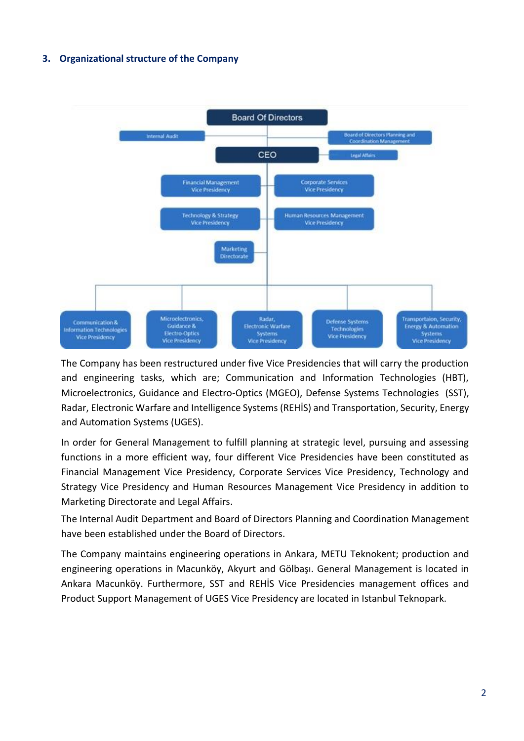## 3. Organizational structure of the Company

Board Of Directors

Internal Audit

Board of Directors Planning and Coordination Management

CEO

Legal Affairs

Financial Management Vice Presidency

Corporate Services Vice Presidency

Technology & Strategy Vice Presidency

Human Resources Management Vice Presidency

Marketing Directorate

Communication & Information Technologies Vice Presidency

Microelectronics, Guidance & Electro-Optics Vice Presidency

Radar, Electronic Warfare Systems Vice Presidency

Defense Systems Technologies Vice Presidency

Transportaion, Security, Energy & Automation Systems Vice Presidency

The Company has been restructured under five Vice Presidencies that will carry the production and engineering tasks, which are; Communication and Information Technologies (HBT), Microelectronics, Guidance and Electro-Optics (MGEO), Defense Systems Technologies (SST), Radar, Electronic Warfare and Intelligence Systems (REHİS) and Transportation, Security, Energy and Automation Systems (UGES).

In order for General Management to fulfill planning at strategic level, pursuing and assessing functions in a more efficient way, four different Vice Presidencies have been constituted as Financial Management Vice Presidency, Corporate Services Vice Presidency, Technology and Strategy Vice Presidency and Human Resources Management Vice Presidency in addition to Marketing Directorate and Legal Affairs.

The Internal Audit Department and Board of Directors Planning and Coordination Management have been established under the Board of Directors.

The Company maintains engineering operations in Ankara, METU Teknokent; production and engineering operations in Macunköy, Akyurt and Gölbaşı. General Management is located in Ankara Macunköy. Furthermore, SST and REHİS Vice Presidencies management offices and Product Support Management of UGES Vice Presidency are located in Istanbul Teknopark.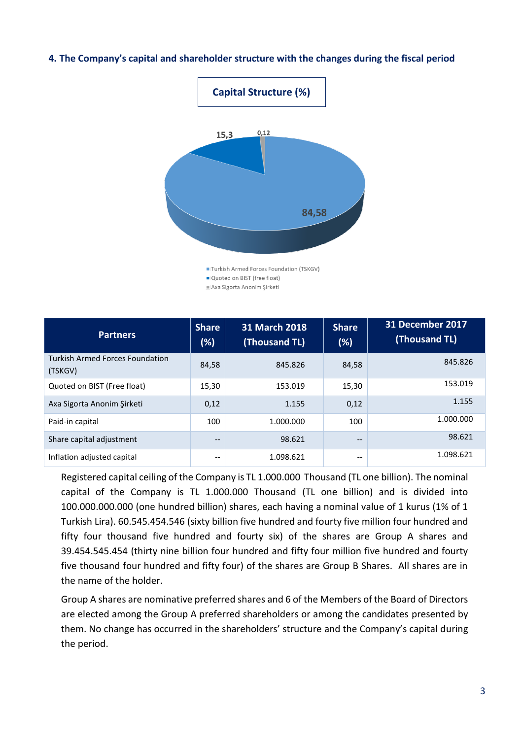#### 4. The Company's capital and shareholder structure with the changes during the fiscal period

**Capital Structure (%)**

15,3
0,12
84,58

■ Turkish Armed Forces Foundation (TSKGV)
■ Quoted on BIST (free float)
■ Axa Sigorta Anonim Şirketi

| Partners | Share (%) | 31 March 2018 (Thousand TL) | Share (%) | 31 December 2017 (Thousand TL) |
|---|---|---|---|---|
| Turkish Armed Forces Foundation (TSKGV) | 84,58 | 845.826 | 84,58 | 845.826 |
| Quoted on BIST (Free float) | 15,30 | 153.019 | 15,30 | 153.019 |
| Axa Sigorta Anonim Şirketi | 0,12 | 1.155 | 0,12 | 1.155 |
| Paid-in capital | 100 | 1.000.000 | 100 | 1.000.000 |
| Share capital adjustment | -- | 98.621 | -- | 98.621 |
| Inflation adjusted capital | -- | 1.098.621 | -- | 1.098.621 |

Registered capital ceiling of the Company is TL 1.000.000 Thousand (TL one billion). The nominal capital of the Company is TL 1.000.000 Thousand (TL one billion) and is divided into 100.000.000.000 (one hundred billion) shares, each having a nominal value of 1 kurus (1% of 1 Turkish Lira). 60.545.454.546 (sixty billion five hundred and fourty five million four hundred and fifty four thousand five hundred and fourty six) of the shares are Group A shares and 39.454.545.454 (thirty nine billion four hundred and fifty four million five hundred and fourty five thousand four hundred and fifty four) of the shares are Group B Shares. All shares are in the name of the holder.

Group A shares are nominative preferred shares and 6 of the Members of the Board of Directors are elected among the Group A preferred shareholders or among the candidates presented by them. No change has occurred in the shareholders' structure and the Company's capital during the period.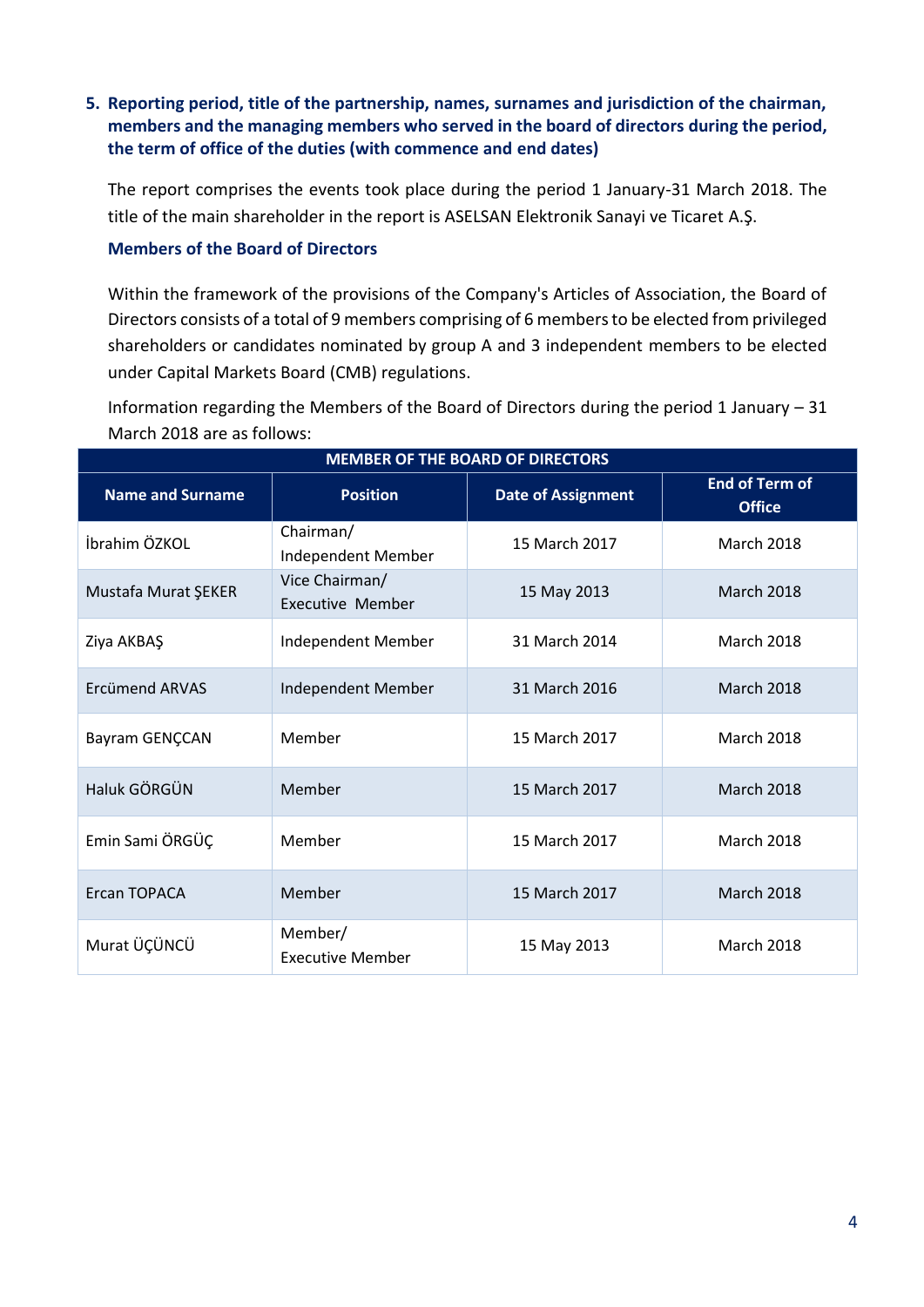## 5. Reporting period, title of the partnership, names, surnames and jurisdiction of the chairman, members and the managing members who served in the board of directors during the period, the term of office of the duties (with commence and end dates)

The report comprises the events took place during the period 1 January-31 March 2018. The title of the main shareholder in the report is ASELSAN Elektronik Sanayi ve Ticaret A.Ş.

### Members of the Board of Directors

Within the framework of the provisions of the Company's Articles of Association, the Board of Directors consists of a total of 9 members comprising of 6 members to be elected from privileged shareholders or candidates nominated by group A and 3 independent members to be elected under Capital Markets Board (CMB) regulations.

Information regarding the Members of the Board of Directors during the period 1 January – 31 March 2018 are as follows:

| MEMBER OF THE BOARD OF DIRECTORS | | | |
|---|---|---|---|
| **Name and Surname** | **Position** | **Date of Assignment** | **End of Term of Office** |
| İbrahim ÖZKOL | Chairman/ Independent Member | 15 March 2017 | March 2018 |
| Mustafa Murat ŞEKER | Vice Chairman/ Executive Member | 15 May 2013 | March 2018 |
| Ziya AKBAŞ | Independent Member | 31 March 2014 | March 2018 |
| Ercümend ARVAS | Independent Member | 31 March 2016 | March 2018 |
| Bayram GENÇCAN | Member | 15 March 2017 | March 2018 |
| Haluk GÖRGÜN | Member | 15 March 2017 | March 2018 |
| Emin Sami ÖRGÜÇ | Member | 15 March 2017 | March 2018 |
| Ercan TOPACA | Member | 15 March 2017 | March 2018 |
| Murat ÜÇÜNCÜ | Member/ Executive Member | 15 May 2013 | March 2018 |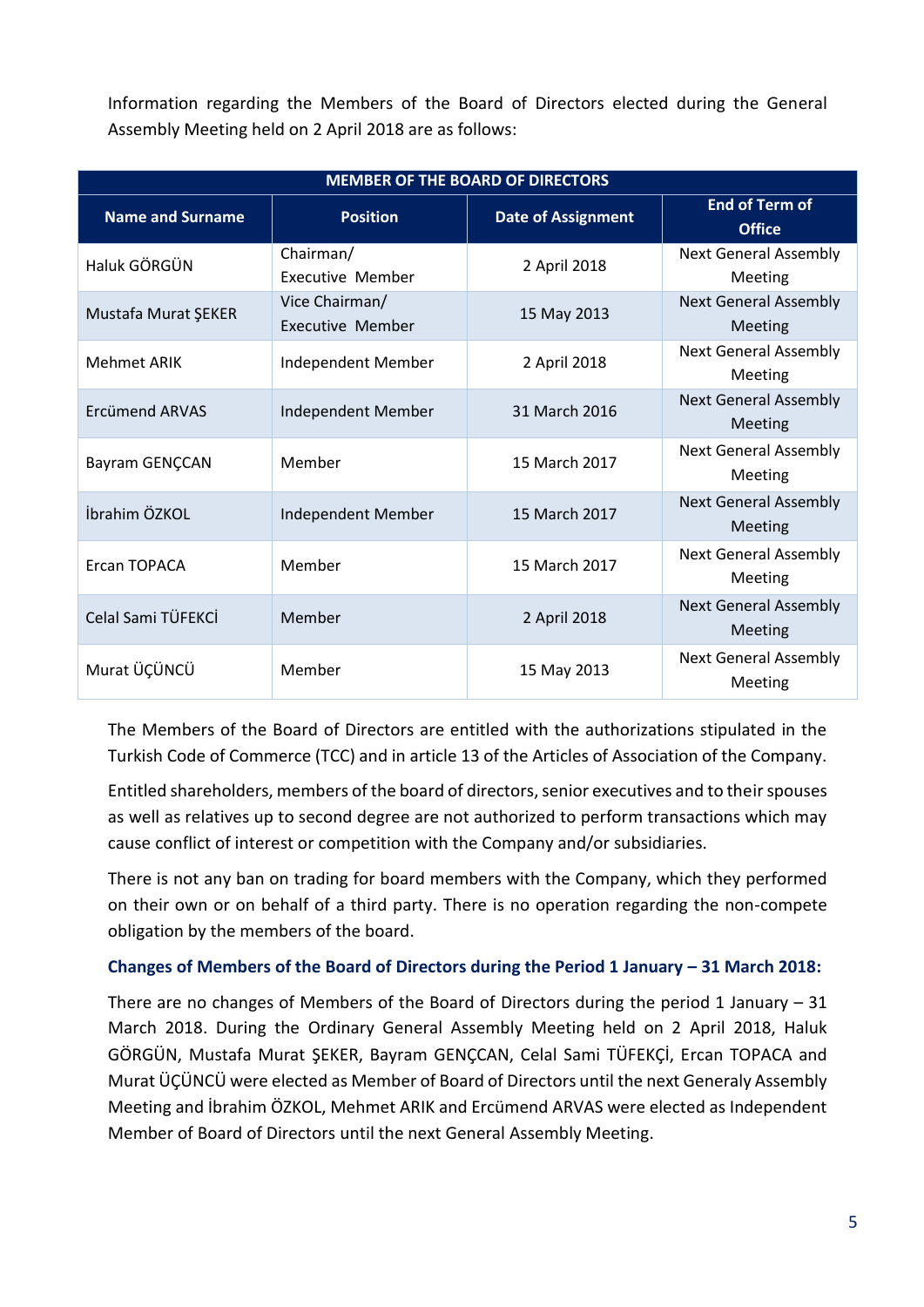Information regarding the Members of the Board of Directors elected during the General Assembly Meeting held on 2 April 2018 are as follows:

| MEMBER OF THE BOARD OF DIRECTORS | | | |
|---|---|---|---|
| **Name and Surname** | **Position** | **Date of Assignment** | **End of Term of Office** |
| Haluk GÖRGÜN | Chairman/ Executive Member | 2 April 2018 | Next General Assembly Meeting |
| Mustafa Murat ŞEKER | Vice Chairman/ Executive Member | 15 May 2013 | Next General Assembly Meeting |
| Mehmet ARIK | Independent Member | 2 April 2018 | Next General Assembly Meeting |
| Ercümend ARVAS | Independent Member | 31 March 2016 | Next General Assembly Meeting |
| Bayram GENÇCAN | Member | 15 March 2017 | Next General Assembly Meeting |
| İbrahim ÖZKOL | Independent Member | 15 March 2017 | Next General Assembly Meeting |
| Ercan TOPACA | Member | 15 March 2017 | Next General Assembly Meeting |
| Celal Sami TÜFEKCİ | Member | 2 April 2018 | Next General Assembly Meeting |
| Murat ÜÇÜNCÜ | Member | 15 May 2013 | Next General Assembly Meeting |

The Members of the Board of Directors are entitled with the authorizations stipulated in the Turkish Code of Commerce (TCC) and in article 13 of the Articles of Association of the Company.

Entitled shareholders, members of the board of directors, senior executives and to their spouses as well as relatives up to second degree are not authorized to perform transactions which may cause conflict of interest or competition with the Company and/or subsidiaries.

There is not any ban on trading for board members with the Company, which they performed on their own or on behalf of a third party. There is no operation regarding the non-compete obligation by the members of the board.

### Changes of Members of the Board of Directors during the Period 1 January – 31 March 2018:

There are no changes of Members of the Board of Directors during the period 1 January – 31 March 2018. During the Ordinary General Assembly Meeting held on 2 April 2018, Haluk GÖRGÜN, Mustafa Murat ŞEKER, Bayram GENÇCAN, Celal Sami TÜFEKÇİ, Ercan TOPACA and Murat ÜÇÜNCÜ were elected as Member of Board of Directors until the next Generaly Assembly Meeting and İbrahim ÖZKOL, Mehmet ARIK and Ercümend ARVAS were elected as Independent Member of Board of Directors until the next General Assembly Meeting.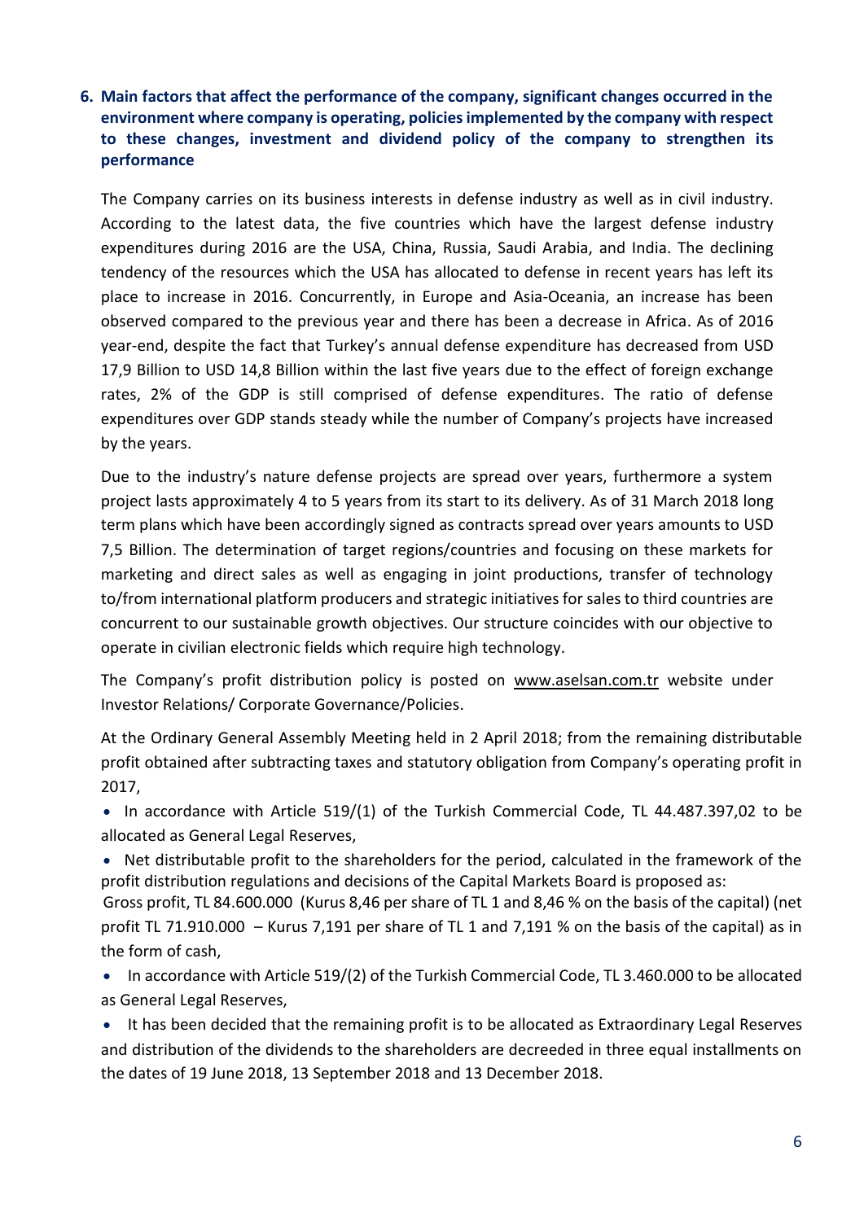## 6. Main factors that affect the performance of the company, significant changes occurred in the environment where company is operating, policies implemented by the company with respect to these changes, investment and dividend policy of the company to strengthen its performance

The Company carries on its business interests in defense industry as well as in civil industry. According to the latest data, the five countries which have the largest defense industry expenditures during 2016 are the USA, China, Russia, Saudi Arabia, and India. The declining tendency of the resources which the USA has allocated to defense in recent years has left its place to increase in 2016. Concurrently, in Europe and Asia-Oceania, an increase has been observed compared to the previous year and there has been a decrease in Africa. As of 2016 year-end, despite the fact that Turkey's annual defense expenditure has decreased from USD 17,9 Billion to USD 14,8 Billion within the last five years due to the effect of foreign exchange rates, 2% of the GDP is still comprised of defense expenditures. The ratio of defense expenditures over GDP stands steady while the number of Company's projects have increased by the years.

Due to the industry's nature defense projects are spread over years, furthermore a system project lasts approximately 4 to 5 years from its start to its delivery. As of 31 March 2018 long term plans which have been accordingly signed as contracts spread over years amounts to USD 7,5 Billion. The determination of target regions/countries and focusing on these markets for marketing and direct sales as well as engaging in joint productions, transfer of technology to/from international platform producers and strategic initiatives for sales to third countries are concurrent to our sustainable growth objectives. Our structure coincides with our objective to operate in civilian electronic fields which require high technology.

The Company's profit distribution policy is posted on www.aselsan.com.tr website under Investor Relations/ Corporate Governance/Policies.

At the Ordinary General Assembly Meeting held in 2 April 2018; from the remaining distributable profit obtained after subtracting taxes and statutory obligation from Company's operating profit in 2017,

- In accordance with Article 519/(1) of the Turkish Commercial Code, TL 44.487.397,02 to be allocated as General Legal Reserves,
- Net distributable profit to the shareholders for the period, calculated in the framework of the profit distribution regulations and decisions of the Capital Markets Board is proposed as:
  Gross profit, TL 84.600.000 (Kurus 8,46 per share of TL 1 and 8,46 % on the basis of the capital) (net profit TL 71.910.000 – Kurus 7,191 per share of TL 1 and 7,191 % on the basis of the capital) as in the form of cash,
- In accordance with Article 519/(2) of the Turkish Commercial Code, TL 3.460.000 to be allocated as General Legal Reserves,
- It has been decided that the remaining profit is to be allocated as Extraordinary Legal Reserves and distribution of the dividends to the shareholders are decreeded in three equal installments on the dates of 19 June 2018, 13 September 2018 and 13 December 2018.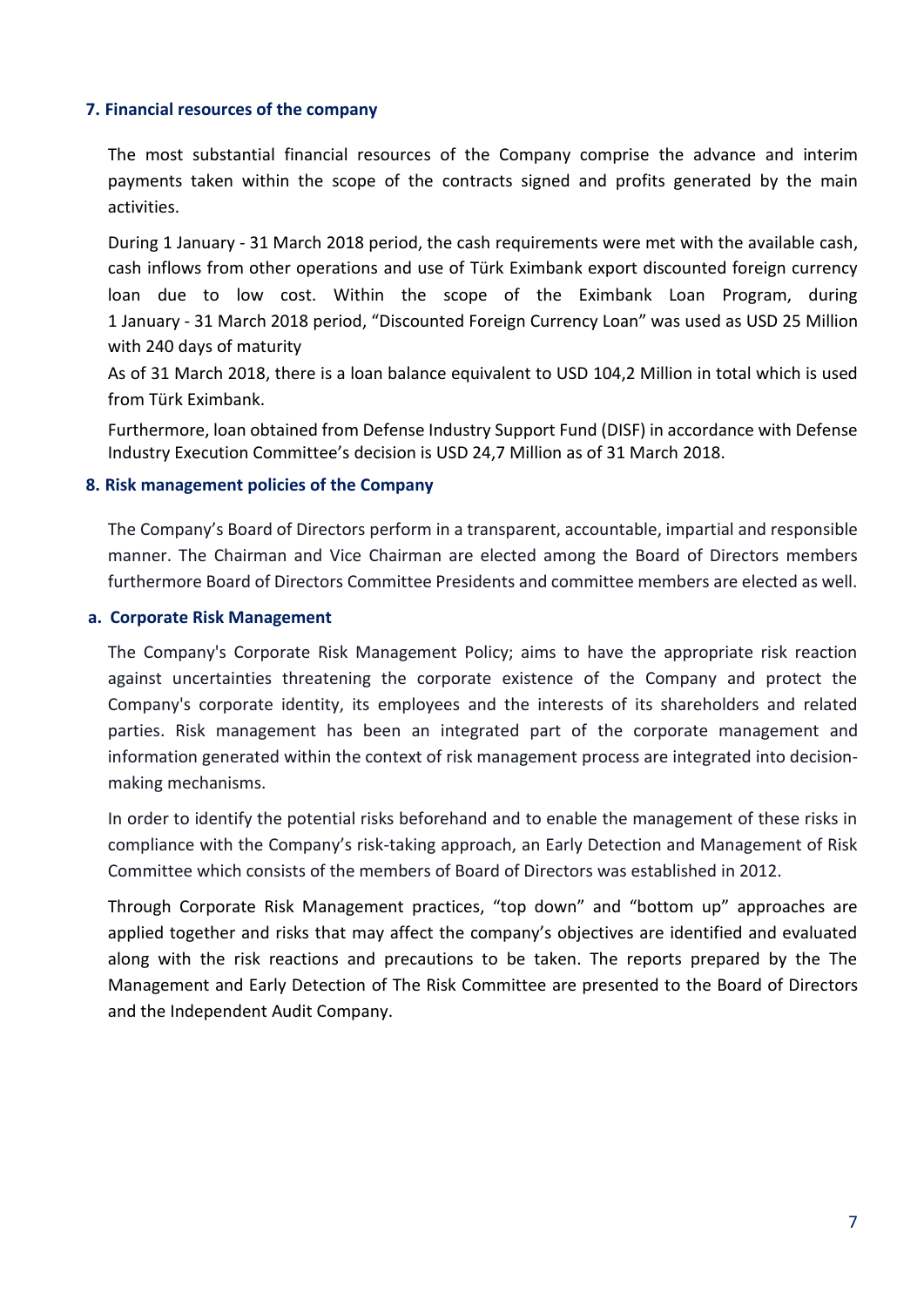## 7. Financial resources of the company

The most substantial financial resources of the Company comprise the advance and interim payments taken within the scope of the contracts signed and profits generated by the main activities.

During 1 January - 31 March 2018 period, the cash requirements were met with the available cash, cash inflows from other operations and use of Türk Eximbank export discounted foreign currency loan due to low cost. Within the scope of the Eximbank Loan Program, during 1 January - 31 March 2018 period, "Discounted Foreign Currency Loan" was used as USD 25 Million with 240 days of maturity

As of 31 March 2018, there is a loan balance equivalent to USD 104,2 Million in total which is used from Türk Eximbank.

Furthermore, loan obtained from Defense Industry Support Fund (DISF) in accordance with Defense Industry Execution Committee's decision is USD 24,7 Million as of 31 March 2018.

## 8. Risk management policies of the Company

The Company's Board of Directors perform in a transparent, accountable, impartial and responsible manner. The Chairman and Vice Chairman are elected among the Board of Directors members furthermore Board of Directors Committee Presidents and committee members are elected as well.

### a. Corporate Risk Management

The Company's Corporate Risk Management Policy; aims to have the appropriate risk reaction against uncertainties threatening the corporate existence of the Company and protect the Company's corporate identity, its employees and the interests of its shareholders and related parties. Risk management has been an integrated part of the corporate management and information generated within the context of risk management process are integrated into decision-making mechanisms.

In order to identify the potential risks beforehand and to enable the management of these risks in compliance with the Company's risk-taking approach, an Early Detection and Management of Risk Committee which consists of the members of Board of Directors was established in 2012.

Through Corporate Risk Management practices, "top down" and "bottom up" approaches are applied together and risks that may affect the company's objectives are identified and evaluated along with the risk reactions and precautions to be taken. The reports prepared by the The Management and Early Detection of The Risk Committee are presented to the Board of Directors and the Independent Audit Company.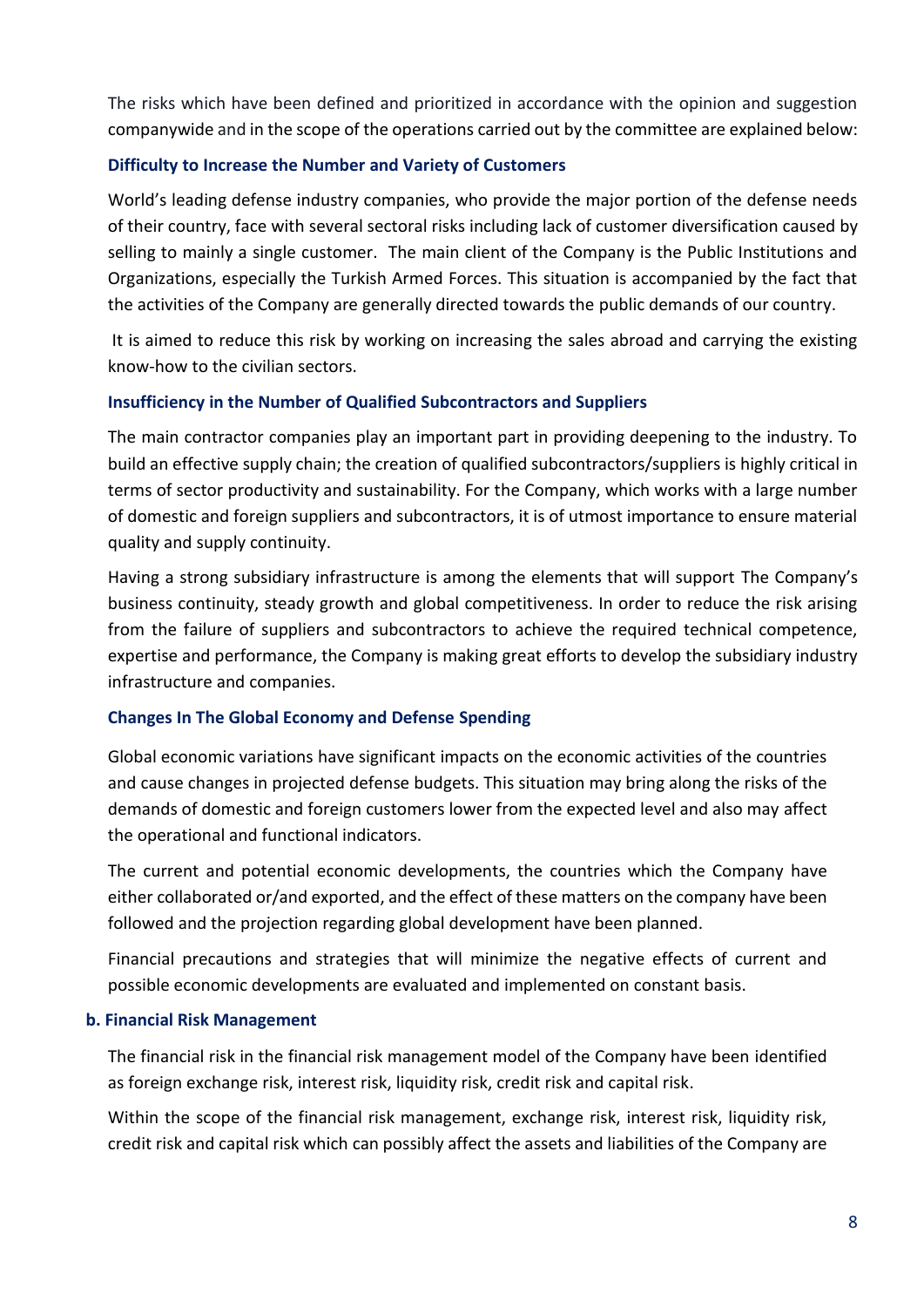The risks which have been defined and prioritized in accordance with the opinion and suggestion companywide and in the scope of the operations carried out by the committee are explained below:

### Difficulty to Increase the Number and Variety of Customers

World's leading defense industry companies, who provide the major portion of the defense needs of their country, face with several sectoral risks including lack of customer diversification caused by selling to mainly a single customer. The main client of the Company is the Public Institutions and Organizations, especially the Turkish Armed Forces. This situation is accompanied by the fact that the activities of the Company are generally directed towards the public demands of our country.

It is aimed to reduce this risk by working on increasing the sales abroad and carrying the existing know-how to the civilian sectors.

### Insufficiency in the Number of Qualified Subcontractors and Suppliers

The main contractor companies play an important part in providing deepening to the industry. To build an effective supply chain; the creation of qualified subcontractors/suppliers is highly critical in terms of sector productivity and sustainability. For the Company, which works with a large number of domestic and foreign suppliers and subcontractors, it is of utmost importance to ensure material quality and supply continuity.

Having a strong subsidiary infrastructure is among the elements that will support The Company's business continuity, steady growth and global competitiveness. In order to reduce the risk arising from the failure of suppliers and subcontractors to achieve the required technical competence, expertise and performance, the Company is making great efforts to develop the subsidiary industry infrastructure and companies.

### Changes In The Global Economy and Defense Spending

Global economic variations have significant impacts on the economic activities of the countries and cause changes in projected defense budgets. This situation may bring along the risks of the demands of domestic and foreign customers lower from the expected level and also may affect the operational and functional indicators.

The current and potential economic developments, the countries which the Company have either collaborated or/and exported, and the effect of these matters on the company have been followed and the projection regarding global development have been planned.

Financial precautions and strategies that will minimize the negative effects of current and possible economic developments are evaluated and implemented on constant basis.

## b. Financial Risk Management

The financial risk in the financial risk management model of the Company have been identified as foreign exchange risk, interest risk, liquidity risk, credit risk and capital risk.

Within the scope of the financial risk management, exchange risk, interest risk, liquidity risk, credit risk and capital risk which can possibly affect the assets and liabilities of the Company are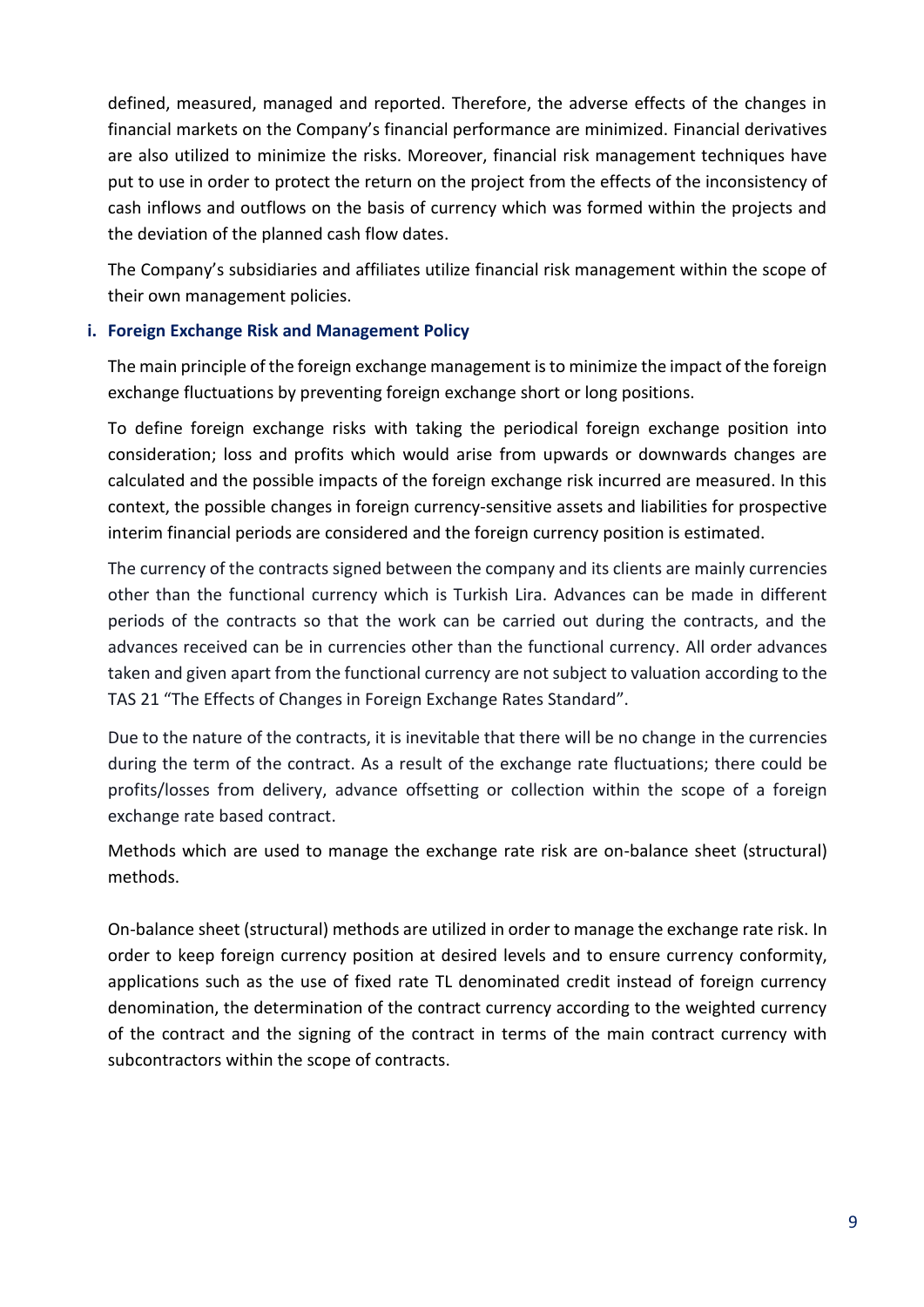defined, measured, managed and reported. Therefore, the adverse effects of the changes in financial markets on the Company's financial performance are minimized. Financial derivatives are also utilized to minimize the risks. Moreover, financial risk management techniques have put to use in order to protect the return on the project from the effects of the inconsistency of cash inflows and outflows on the basis of currency which was formed within the projects and the deviation of the planned cash flow dates.

The Company's subsidiaries and affiliates utilize financial risk management within the scope of their own management policies.

**i. Foreign Exchange Risk and Management Policy**

The main principle of the foreign exchange management is to minimize the impact of the foreign exchange fluctuations by preventing foreign exchange short or long positions.

To define foreign exchange risks with taking the periodical foreign exchange position into consideration; loss and profits which would arise from upwards or downwards changes are calculated and the possible impacts of the foreign exchange risk incurred are measured. In this context, the possible changes in foreign currency-sensitive assets and liabilities for prospective interim financial periods are considered and the foreign currency position is estimated.

The currency of the contracts signed between the company and its clients are mainly currencies other than the functional currency which is Turkish Lira. Advances can be made in different periods of the contracts so that the work can be carried out during the contracts, and the advances received can be in currencies other than the functional currency. All order advances taken and given apart from the functional currency are not subject to valuation according to the TAS 21 "The Effects of Changes in Foreign Exchange Rates Standard".

Due to the nature of the contracts, it is inevitable that there will be no change in the currencies during the term of the contract. As a result of the exchange rate fluctuations; there could be profits/losses from delivery, advance offsetting or collection within the scope of a foreign exchange rate based contract.

Methods which are used to manage the exchange rate risk are on-balance sheet (structural) methods.

On-balance sheet (structural) methods are utilized in order to manage the exchange rate risk. In order to keep foreign currency position at desired levels and to ensure currency conformity, applications such as the use of fixed rate TL denominated credit instead of foreign currency denomination, the determination of the contract currency according to the weighted currency of the contract and the signing of the contract in terms of the main contract currency with subcontractors within the scope of contracts.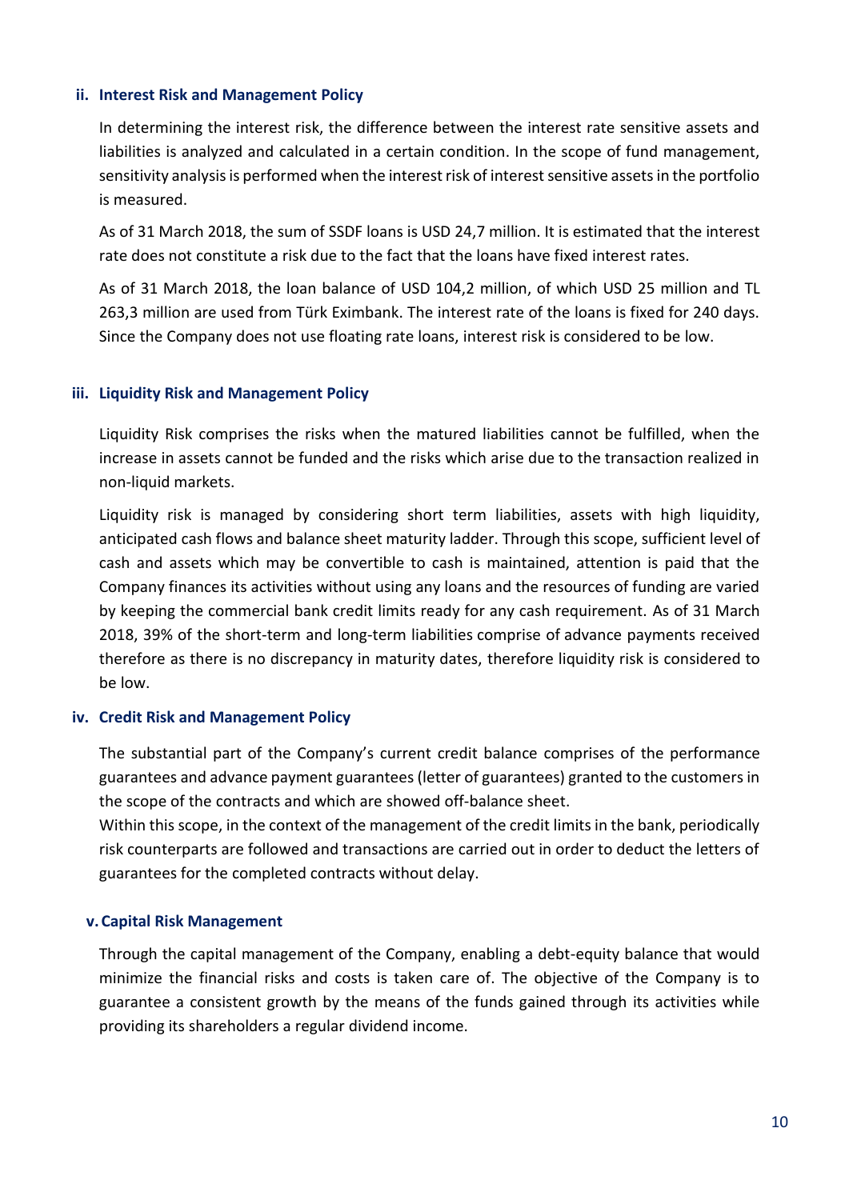### ii. Interest Risk and Management Policy

In determining the interest risk, the difference between the interest rate sensitive assets and liabilities is analyzed and calculated in a certain condition. In the scope of fund management, sensitivity analysis is performed when the interest risk of interest sensitive assets in the portfolio is measured.

As of 31 March 2018, the sum of SSDF loans is USD 24,7 million. It is estimated that the interest rate does not constitute a risk due to the fact that the loans have fixed interest rates.

As of 31 March 2018, the loan balance of USD 104,2 million, of which USD 25 million and TL 263,3 million are used from Türk Eximbank. The interest rate of the loans is fixed for 240 days. Since the Company does not use floating rate loans, interest risk is considered to be low.

### iii. Liquidity Risk and Management Policy

Liquidity Risk comprises the risks when the matured liabilities cannot be fulfilled, when the increase in assets cannot be funded and the risks which arise due to the transaction realized in non-liquid markets.

Liquidity risk is managed by considering short term liabilities, assets with high liquidity, anticipated cash flows and balance sheet maturity ladder. Through this scope, sufficient level of cash and assets which may be convertible to cash is maintained, attention is paid that the Company finances its activities without using any loans and the resources of funding are varied by keeping the commercial bank credit limits ready for any cash requirement. As of 31 March 2018, 39% of the short-term and long-term liabilities comprise of advance payments received therefore as there is no discrepancy in maturity dates, therefore liquidity risk is considered to be low.

### iv. Credit Risk and Management Policy

The substantial part of the Company's current credit balance comprises of the performance guarantees and advance payment guarantees (letter of guarantees) granted to the customers in the scope of the contracts and which are showed off-balance sheet.

Within this scope, in the context of the management of the credit limits in the bank, periodically risk counterparts are followed and transactions are carried out in order to deduct the letters of guarantees for the completed contracts without delay.

### v. Capital Risk Management

Through the capital management of the Company, enabling a debt-equity balance that would minimize the financial risks and costs is taken care of. The objective of the Company is to guarantee a consistent growth by the means of the funds gained through its activities while providing its shareholders a regular dividend income.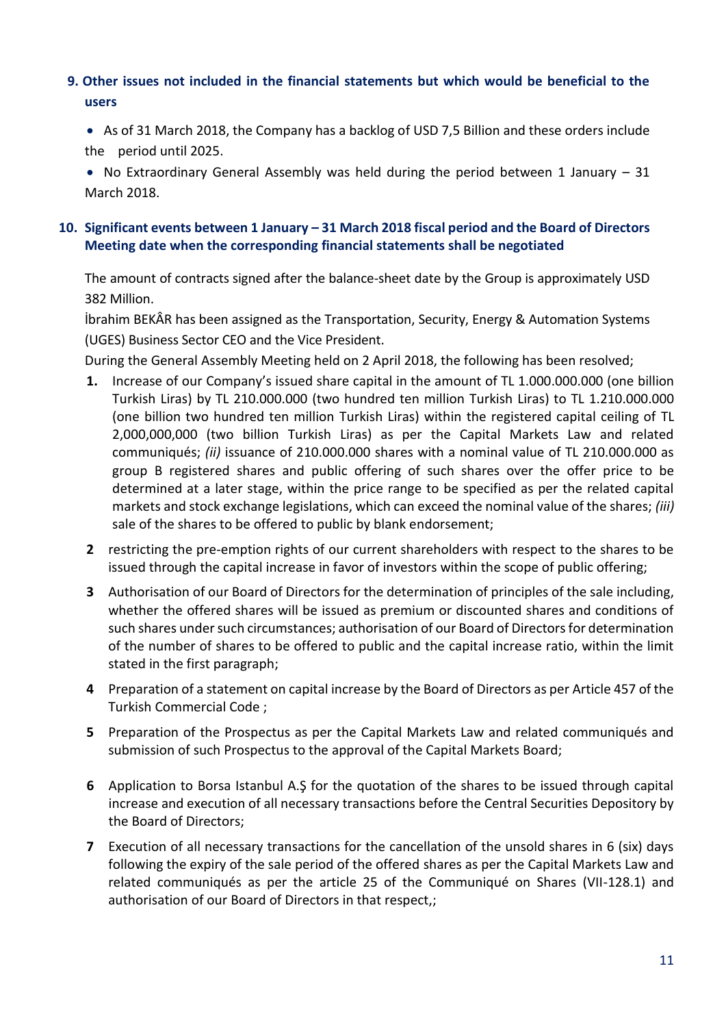## 9. Other issues not included in the financial statements but which would be beneficial to the users

- As of 31 March 2018, the Company has a backlog of USD 7,5 Billion and these orders include the period until 2025.
- No Extraordinary General Assembly was held during the period between 1 January – 31 March 2018.

## 10. Significant events between 1 January – 31 March 2018 fiscal period and the Board of Directors Meeting date when the corresponding financial statements shall be negotiated

The amount of contracts signed after the balance-sheet date by the Group is approximately USD 382 Million.

İbrahim BEKÂR has been assigned as the Transportation, Security, Energy & Automation Systems (UGES) Business Sector CEO and the Vice President.

During the General Assembly Meeting held on 2 April 2018, the following has been resolved;

1. Increase of our Company's issued share capital in the amount of TL 1.000.000.000 (one billion Turkish Liras) by TL 210.000.000 (two hundred ten million Turkish Liras) to TL 1.210.000.000 (one billion two hundred ten million Turkish Liras) within the registered capital ceiling of TL 2,000,000,000 (two billion Turkish Liras) as per the Capital Markets Law and related communiqués; *(ii)* issuance of 210.000.000 shares with a nominal value of TL 210.000.000 as group B registered shares and public offering of such shares over the offer price to be determined at a later stage, within the price range to be specified as per the related capital markets and stock exchange legislations, which can exceed the nominal value of the shares; *(iii)* sale of the shares to be offered to public by blank endorsement;
2. restricting the pre-emption rights of our current shareholders with respect to the shares to be issued through the capital increase in favor of investors within the scope of public offering;
3. Authorisation of our Board of Directors for the determination of principles of the sale including, whether the offered shares will be issued as premium or discounted shares and conditions of such shares under such circumstances; authorisation of our Board of Directors for determination of the number of shares to be offered to public and the capital increase ratio, within the limit stated in the first paragraph;
4. Preparation of a statement on capital increase by the Board of Directors as per Article 457 of the Turkish Commercial Code ;
5. Preparation of the Prospectus as per the Capital Markets Law and related communiqués and submission of such Prospectus to the approval of the Capital Markets Board;
6. Application to Borsa Istanbul A.Ş for the quotation of the shares to be issued through capital increase and execution of all necessary transactions before the Central Securities Depository by the Board of Directors;
7. Execution of all necessary transactions for the cancellation of the unsold shares in 6 (six) days following the expiry of the sale period of the offered shares as per the Capital Markets Law and related communiqués as per the article 25 of the Communiqué on Shares (VII-128.1) and authorisation of our Board of Directors in that respect,;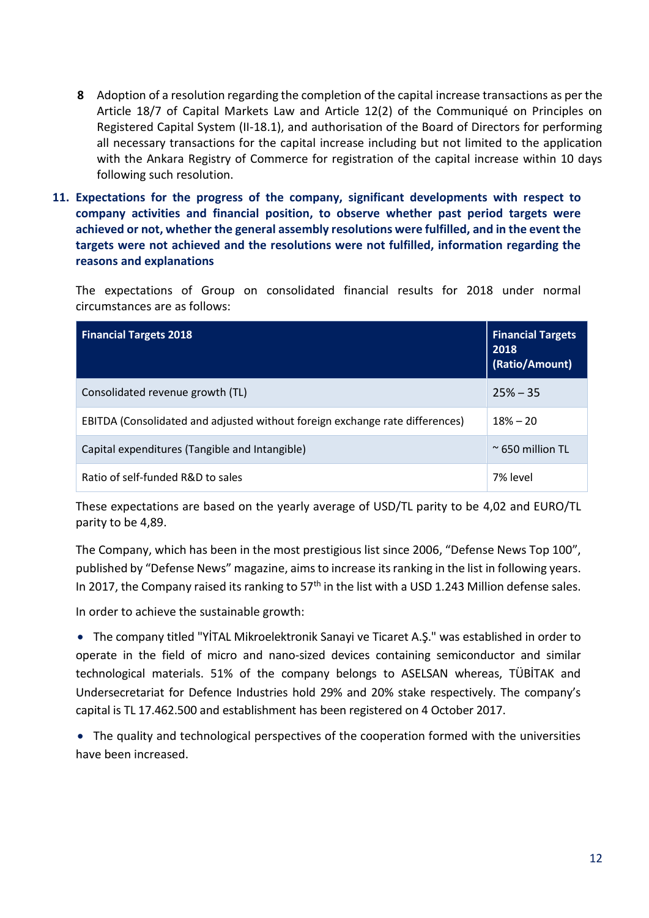**8** Adoption of a resolution regarding the completion of the capital increase transactions as per the Article 18/7 of Capital Markets Law and Article 12(2) of the Communiqué on Principles on Registered Capital System (II-18.1), and authorisation of the Board of Directors for performing all necessary transactions for the capital increase including but not limited to the application with the Ankara Registry of Commerce for registration of the capital increase within 10 days following such resolution.

## 11. Expectations for the progress of the company, significant developments with respect to company activities and financial position, to observe whether past period targets were achieved or not, whether the general assembly resolutions were fulfilled, and in the event the targets were not achieved and the resolutions were not fulfilled, information regarding the reasons and explanations

The expectations of Group on consolidated financial results for 2018 under normal circumstances are as follows:

| Financial Targets 2018 | Financial Targets 2018 (Ratio/Amount) |
|---|---|
| Consolidated revenue growth (TL) | 25% – 35 |
| EBITDA (Consolidated and adjusted without foreign exchange rate differences) | 18% – 20 |
| Capital expenditures (Tangible and Intangible) | ~ 650 million TL |
| Ratio of self-funded R&D to sales | 7% level |

These expectations are based on the yearly average of USD/TL parity to be 4,02 and EURO/TL parity to be 4,89.

The Company, which has been in the most prestigious list since 2006, “Defense News Top 100”, published by “Defense News” magazine, aims to increase its ranking in the list in following years. In 2017, the Company raised its ranking to 57th in the list with a USD 1.243 Million defense sales.

In order to achieve the sustainable growth:

- The company titled "YİTAL Mikroelektronik Sanayi ve Ticaret A.Ş." was established in order to operate in the field of micro and nano-sized devices containing semiconductor and similar technological materials. 51% of the company belongs to ASELSAN whereas, TÜBİTAK and Undersecretariat for Defence Industries hold 29% and 20% stake respectively. The company’s capital is TL 17.462.500 and establishment has been registered on 4 October 2017.
- The quality and technological perspectives of the cooperation formed with the universities have been increased.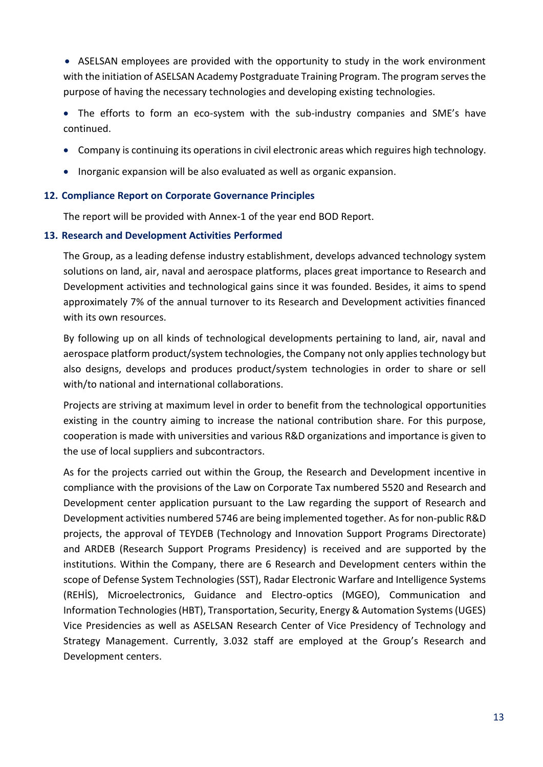- ASELSAN employees are provided with the opportunity to study in the work environment with the initiation of ASELSAN Academy Postgraduate Training Program. The program serves the purpose of having the necessary technologies and developing existing technologies.
- The efforts to form an eco-system with the sub-industry companies and SME's have continued.
- Company is continuing its operations in civil electronic areas which reguires high technology.
- Inorganic expansion will be also evaluated as well as organic expansion.

## 12. Compliance Report on Corporate Governance Principles

The report will be provided with Annex-1 of the year end BOD Report.

## 13. Research and Development Activities Performed

The Group, as a leading defense industry establishment, develops advanced technology system solutions on land, air, naval and aerospace platforms, places great importance to Research and Development activities and technological gains since it was founded. Besides, it aims to spend approximately 7% of the annual turnover to its Research and Development activities financed with its own resources.

By following up on all kinds of technological developments pertaining to land, air, naval and aerospace platform product/system technologies, the Company not only applies technology but also designs, develops and produces product/system technologies in order to share or sell with/to national and international collaborations.

Projects are striving at maximum level in order to benefit from the technological opportunities existing in the country aiming to increase the national contribution share. For this purpose, cooperation is made with universities and various R&D organizations and importance is given to the use of local suppliers and subcontractors.

As for the projects carried out within the Group, the Research and Development incentive in compliance with the provisions of the Law on Corporate Tax numbered 5520 and Research and Development center application pursuant to the Law regarding the support of Research and Development activities numbered 5746 are being implemented together. As for non-public R&D projects, the approval of TEYDEB (Technology and Innovation Support Programs Directorate) and ARDEB (Research Support Programs Presidency) is received and are supported by the institutions. Within the Company, there are 6 Research and Development centers within the scope of Defense System Technologies (SST), Radar Electronic Warfare and Intelligence Systems (REHİS), Microelectronics, Guidance and Electro-optics (MGEO), Communication and Information Technologies (HBT), Transportation, Security, Energy & Automation Systems (UGES) Vice Presidencies as well as ASELSAN Research Center of Vice Presidency of Technology and Strategy Management. Currently, 3.032 staff are employed at the Group's Research and Development centers.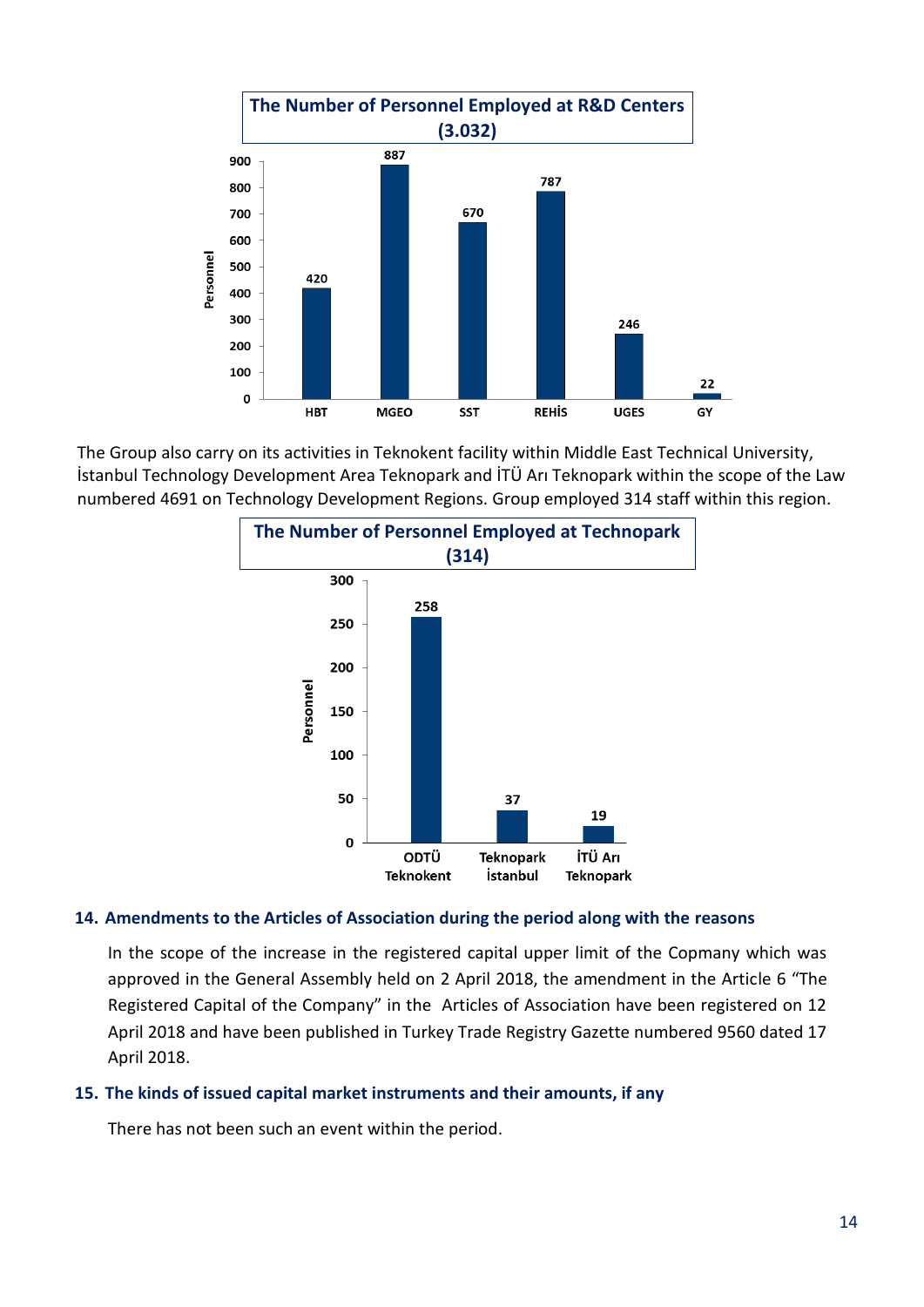**The Number of Personnel Employed at R&D Centers (3.032)**

| | Personnel |
|---|---|
| HBT | 420 |
| MGEO | 887 |
| SST | 670 |
| REHİS | 787 |
| UGES | 246 |
| GY | 22 |

The Group also carry on its activities in Teknokent facility within Middle East Technical University, İstanbul Technology Development Area Teknopark and İTÜ Arı Teknopark within the scope of the Law numbered 4691 on Technology Development Regions. Group employed 314 staff within this region.

**The Number of Personnel Employed at Technopark (314)**

| | Personnel |
|---|---|
| ODTÜ Teknokent | 258 |
| Teknopark İstanbul | 37 |
| İTÜ Arı Teknopark | 19 |

### 14. Amendments to the Articles of Association during the period along with the reasons

In the scope of the increase in the registered capital upper limit of the Copmany which was approved in the General Assembly held on 2 April 2018, the amendment in the Article 6 "The Registered Capital of the Company" in the Articles of Association have been registered on 12 April 2018 and have been published in Turkey Trade Registry Gazette numbered 9560 dated 17 April 2018.

### 15. The kinds of issued capital market instruments and their amounts, if any

There has not been such an event within the period.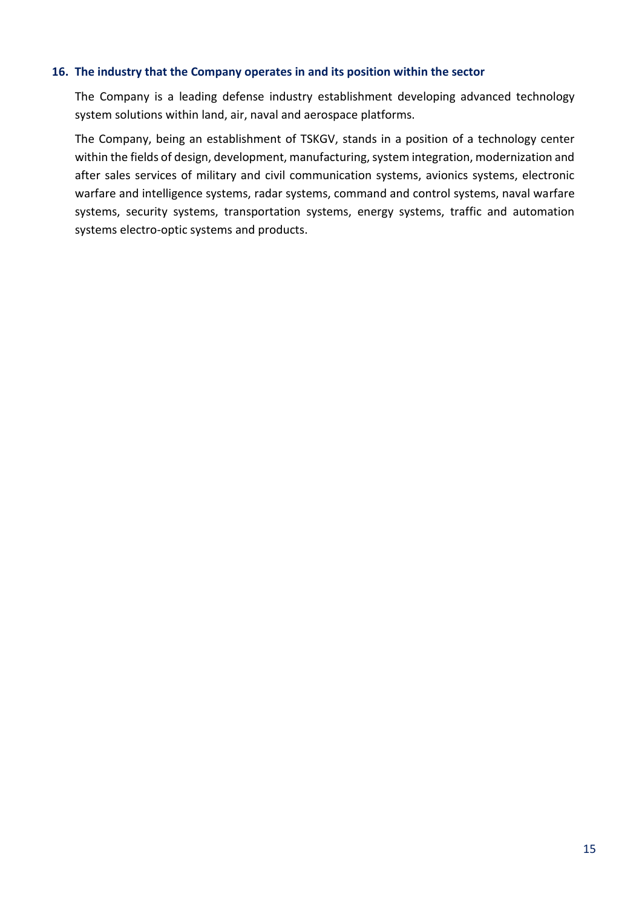## 16. The industry that the Company operates in and its position within the sector

The Company is a leading defense industry establishment developing advanced technology system solutions within land, air, naval and aerospace platforms.

The Company, being an establishment of TSKGV, stands in a position of a technology center within the fields of design, development, manufacturing, system integration, modernization and after sales services of military and civil communication systems, avionics systems, electronic warfare and intelligence systems, radar systems, command and control systems, naval warfare systems, security systems, transportation systems, energy systems, traffic and automation systems electro-optic systems and products.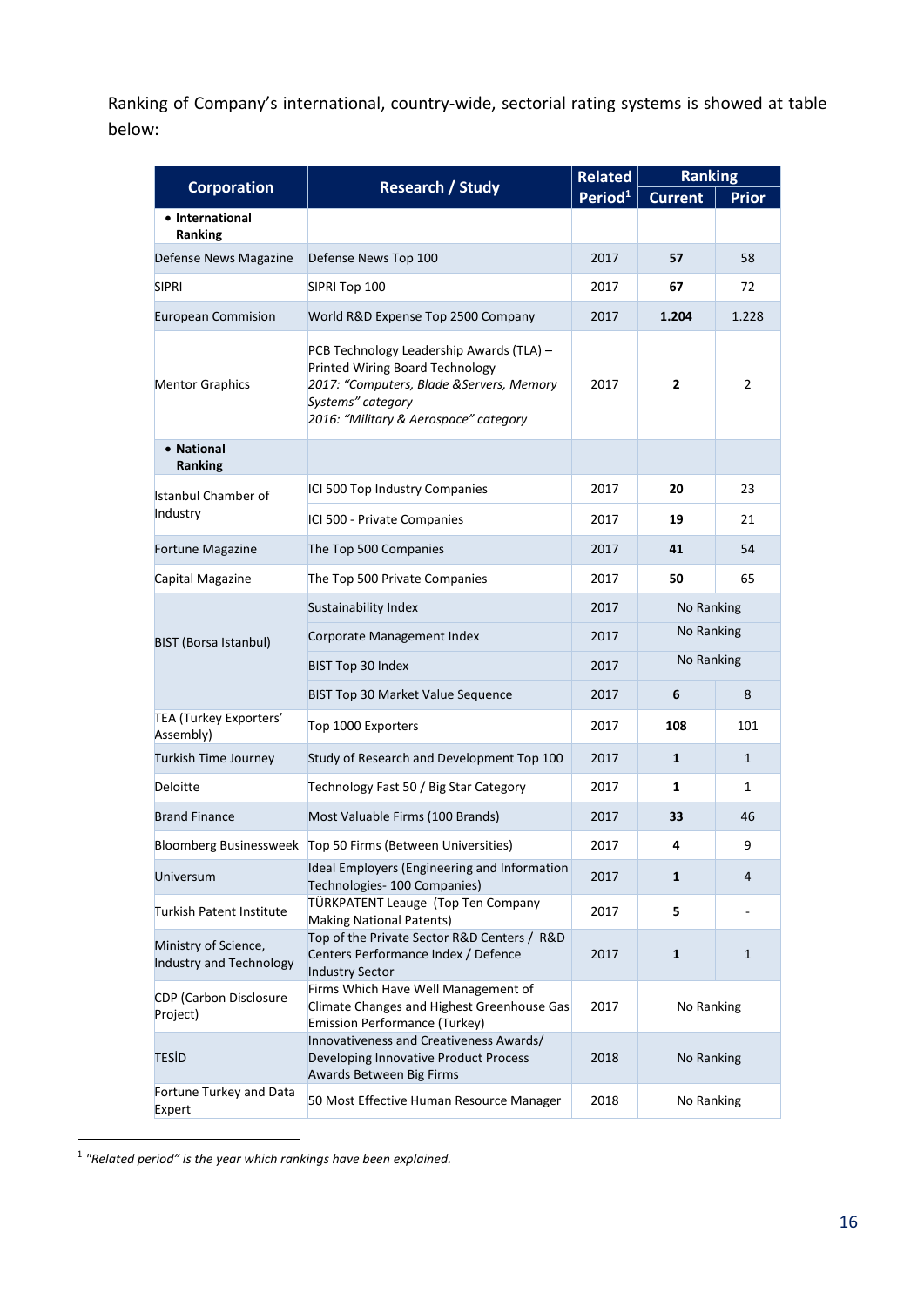Ranking of Company's international, country-wide, sectorial rating systems is showed at table below:

| Corporation | Research / Study | Related Period[1] | Ranking | |
|---|---|---|---|---|
| | | | Current | Prior |
| • **International Ranking** | | | | |
| Defense News Magazine | Defense News Top 100 | 2017 | **57** | 58 |
| SIPRI | SIPRI Top 100 | 2017 | **67** | 72 |
| European Commision | World R&D Expense Top 2500 Company | 2017 | **1.204** | 1.228 |
| Mentor Graphics | PCB Technology Leadership Awards (TLA) – Printed Wiring Board Technology *2017: "Computers, Blade &Servers, Memory Systems" category* *2016: "Military & Aerospace" category* | 2017 | **2** | 2 |
| • **National Ranking** | | | | |
| Istanbul Chamber of Industry | ICI 500 Top Industry Companies | 2017 | **20** | 23 |
| | ICI 500 - Private Companies | 2017 | **19** | 21 |
| Fortune Magazine | The Top 500 Companies | 2017 | **41** | 54 |
| Capital Magazine | The Top 500 Private Companies | 2017 | **50** | 65 |
| BIST (Borsa Istanbul) | Sustainability Index | 2017 | No Ranking | |
| | Corporate Management Index | 2017 | No Ranking | |
| | BIST Top 30 Index | 2017 | No Ranking | |
| | BIST Top 30 Market Value Sequence | 2017 | **6** | 8 |
| TEA (Turkey Exporters' Assembly) | Top 1000 Exporters | 2017 | **108** | 101 |
| Turkish Time Journey | Study of Research and Development Top 100 | 2017 | **1** | 1 |
| Deloitte | Technology Fast 50 / Big Star Category | 2017 | **1** | 1 |
| Brand Finance | Most Valuable Firms (100 Brands) | 2017 | **33** | 46 |
| Bloomberg Businessweek | Top 50 Firms (Between Universities) | 2017 | **4** | 9 |
| Universum | Ideal Employers (Engineering and Information Technologies- 100 Companies) | 2017 | **1** | 4 |
| Turkish Patent Institute | TÜRKPATENT Leauge (Top Ten Company Making National Patents) | 2017 | **5** | - |
| Ministry of Science, Industry and Technology | Top of the Private Sector R&D Centers / R&D Centers Performance Index / Defence Industry Sector | 2017 | **1** | 1 |
| CDP (Carbon Disclosure Project) | Firms Which Have Well Management of Climate Changes and Highest Greenhouse Gas Emission Performance (Turkey) | 2017 | No Ranking | |
| TESİD | Innovativeness and Creativeness Awards/ Developing Innovative Product Process Awards Between Big Firms | 2018 | No Ranking | |
| Fortune Turkey and Data Expert | 50 Most Effective Human Resource Manager | 2018 | No Ranking | |

[1] *"Related period" is the year which rankings have been explained.*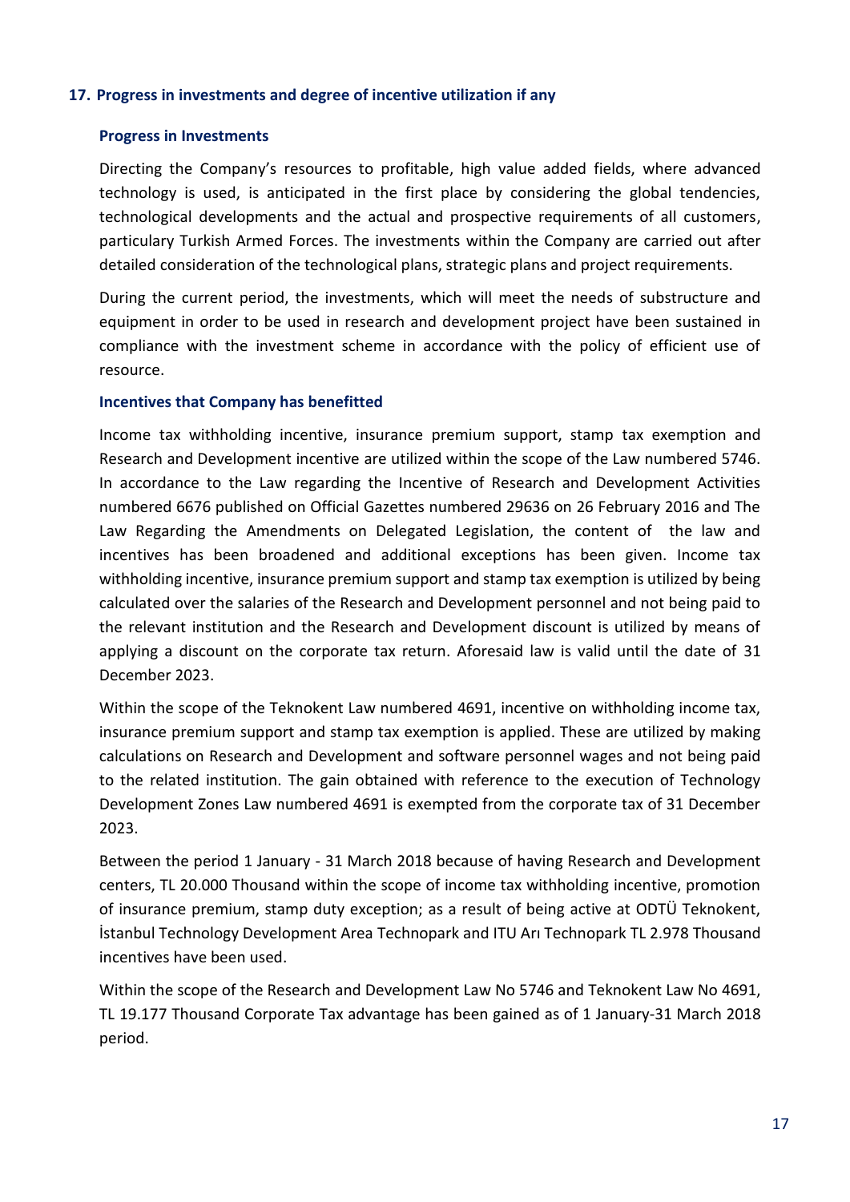## 17. Progress in investments and degree of incentive utilization if any

### Progress in Investments

Directing the Company's resources to profitable, high value added fields, where advanced technology is used, is anticipated in the first place by considering the global tendencies, technological developments and the actual and prospective requirements of all customers, particulary Turkish Armed Forces. The investments within the Company are carried out after detailed consideration of the technological plans, strategic plans and project requirements.

During the current period, the investments, which will meet the needs of substructure and equipment in order to be used in research and development project have been sustained in compliance with the investment scheme in accordance with the policy of efficient use of resource.

### Incentives that Company has benefitted

Income tax withholding incentive, insurance premium support, stamp tax exemption and Research and Development incentive are utilized within the scope of the Law numbered 5746. In accordance to the Law regarding the Incentive of Research and Development Activities numbered 6676 published on Official Gazettes numbered 29636 on 26 February 2016 and The Law Regarding the Amendments on Delegated Legislation, the content of the law and incentives has been broadened and additional exceptions has been given. Income tax withholding incentive, insurance premium support and stamp tax exemption is utilized by being calculated over the salaries of the Research and Development personnel and not being paid to the relevant institution and the Research and Development discount is utilized by means of applying a discount on the corporate tax return. Aforesaid law is valid until the date of 31 December 2023.

Within the scope of the Teknokent Law numbered 4691, incentive on withholding income tax, insurance premium support and stamp tax exemption is applied. These are utilized by making calculations on Research and Development and software personnel wages and not being paid to the related institution. The gain obtained with reference to the execution of Technology Development Zones Law numbered 4691 is exempted from the corporate tax of 31 December 2023.

Between the period 1 January - 31 March 2018 because of having Research and Development centers, TL 20.000 Thousand within the scope of income tax withholding incentive, promotion of insurance premium, stamp duty exception; as a result of being active at ODTÜ Teknokent, İstanbul Technology Development Area Technopark and ITU Arı Technopark TL 2.978 Thousand incentives have been used.

Within the scope of the Research and Development Law No 5746 and Teknokent Law No 4691, TL 19.177 Thousand Corporate Tax advantage has been gained as of 1 January-31 March 2018 period.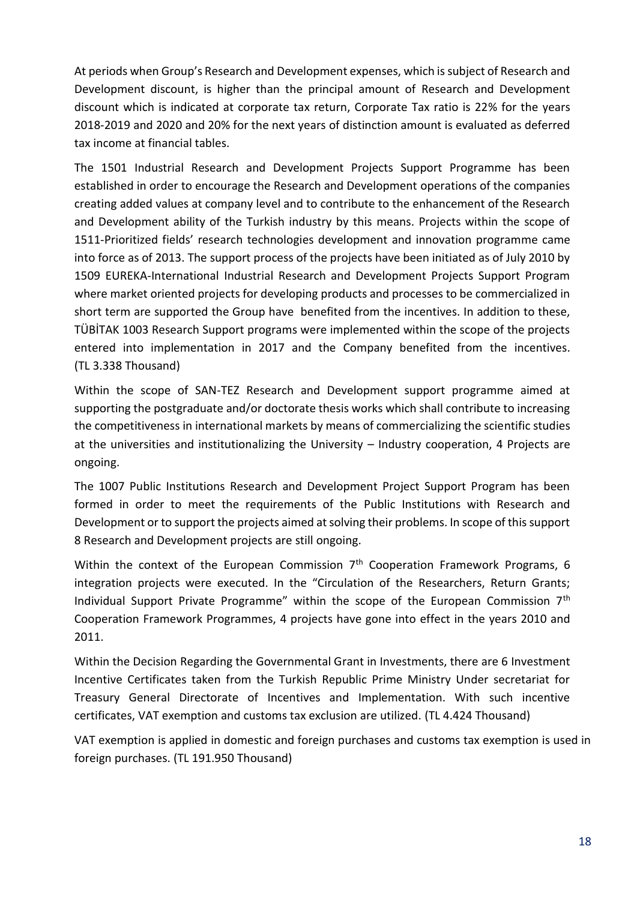At periods when Group's Research and Development expenses, which is subject of Research and Development discount, is higher than the principal amount of Research and Development discount which is indicated at corporate tax return, Corporate Tax ratio is 22% for the years 2018-2019 and 2020 and 20% for the next years of distinction amount is evaluated as deferred tax income at financial tables.

The 1501 Industrial Research and Development Projects Support Programme has been established in order to encourage the Research and Development operations of the companies creating added values at company level and to contribute to the enhancement of the Research and Development ability of the Turkish industry by this means. Projects within the scope of 1511-Prioritized fields' research technologies development and innovation programme came into force as of 2013. The support process of the projects have been initiated as of July 2010 by 1509 EUREKA-International Industrial Research and Development Projects Support Program where market oriented projects for developing products and processes to be commercialized in short term are supported the Group have benefited from the incentives. In addition to these, TÜBİTAK 1003 Research Support programs were implemented within the scope of the projects entered into implementation in 2017 and the Company benefited from the incentives. (TL 3.338 Thousand)

Within the scope of SAN-TEZ Research and Development support programme aimed at supporting the postgraduate and/or doctorate thesis works which shall contribute to increasing the competitiveness in international markets by means of commercializing the scientific studies at the universities and institutionalizing the University – Industry cooperation, 4 Projects are ongoing.

The 1007 Public Institutions Research and Development Project Support Program has been formed in order to meet the requirements of the Public Institutions with Research and Development or to support the projects aimed at solving their problems. In scope of this support 8 Research and Development projects are still ongoing.

Within the context of the European Commission 7th Cooperation Framework Programs, 6 integration projects were executed. In the "Circulation of the Researchers, Return Grants; Individual Support Private Programme" within the scope of the European Commission 7th Cooperation Framework Programmes, 4 projects have gone into effect in the years 2010 and 2011.

Within the Decision Regarding the Governmental Grant in Investments, there are 6 Investment Incentive Certificates taken from the Turkish Republic Prime Ministry Under secretariat for Treasury General Directorate of Incentives and Implementation. With such incentive certificates, VAT exemption and customs tax exclusion are utilized. (TL 4.424 Thousand)

VAT exemption is applied in domestic and foreign purchases and customs tax exemption is used in foreign purchases. (TL 191.950 Thousand)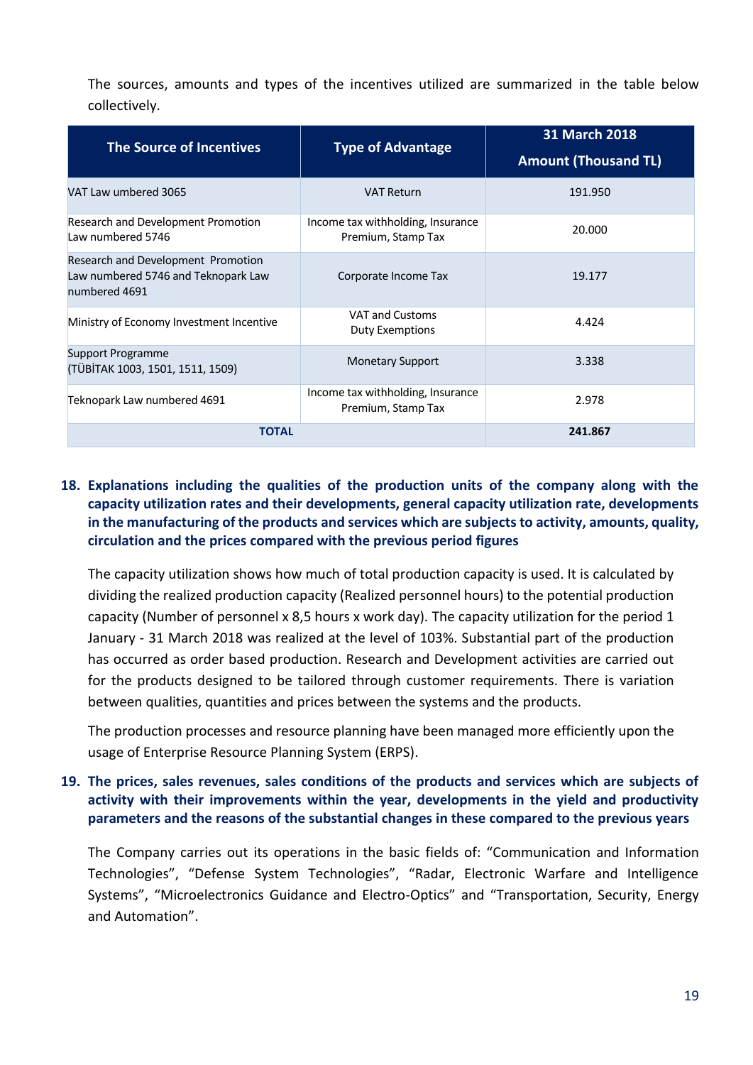The sources, amounts and types of the incentives utilized are summarized in the table below collectively.

| The Source of Incentives | Type of Advantage | 31 March 2018 Amount (Thousand TL) |
|---|---|---|
| VAT Law umbered 3065 | VAT Return | 191.950 |
| Research and Development Promotion Law numbered 5746 | Income tax withholding, Insurance Premium, Stamp Tax | 20.000 |
| Research and Development Promotion Law numbered 5746 and Teknopark Law numbered 4691 | Corporate Income Tax | 19.177 |
| Ministry of Economy Investment Incentive | VAT and Customs Duty Exemptions | 4.424 |
| Support Programme (TÜBİTAK 1003, 1501, 1511, 1509) | Monetary Support | 3.338 |
| Teknopark Law numbered 4691 | Income tax withholding, Insurance Premium, Stamp Tax | 2.978 |
| **TOTAL** | | **241.867** |

## 18. Explanations including the qualities of the production units of the company along with the capacity utilization rates and their developments, general capacity utilization rate, developments in the manufacturing of the products and services which are subjects to activity, amounts, quality, circulation and the prices compared with the previous period figures

The capacity utilization shows how much of total production capacity is used. It is calculated by dividing the realized production capacity (Realized personnel hours) to the potential production capacity (Number of personnel x 8,5 hours x work day). The capacity utilization for the period 1 January - 31 March 2018 was realized at the level of 103%. Substantial part of the production has occurred as order based production. Research and Development activities are carried out for the products designed to be tailored through customer requirements. There is variation between qualities, quantities and prices between the systems and the products.

The production processes and resource planning have been managed more efficiently upon the usage of Enterprise Resource Planning System (ERPS).

## 19. The prices, sales revenues, sales conditions of the products and services which are subjects of activity with their improvements within the year, developments in the yield and productivity parameters and the reasons of the substantial changes in these compared to the previous years

The Company carries out its operations in the basic fields of: "Communication and Information Technologies", "Defense System Technologies", "Radar, Electronic Warfare and Intelligence Systems", "Microelectronics Guidance and Electro-Optics" and "Transportation, Security, Energy and Automation".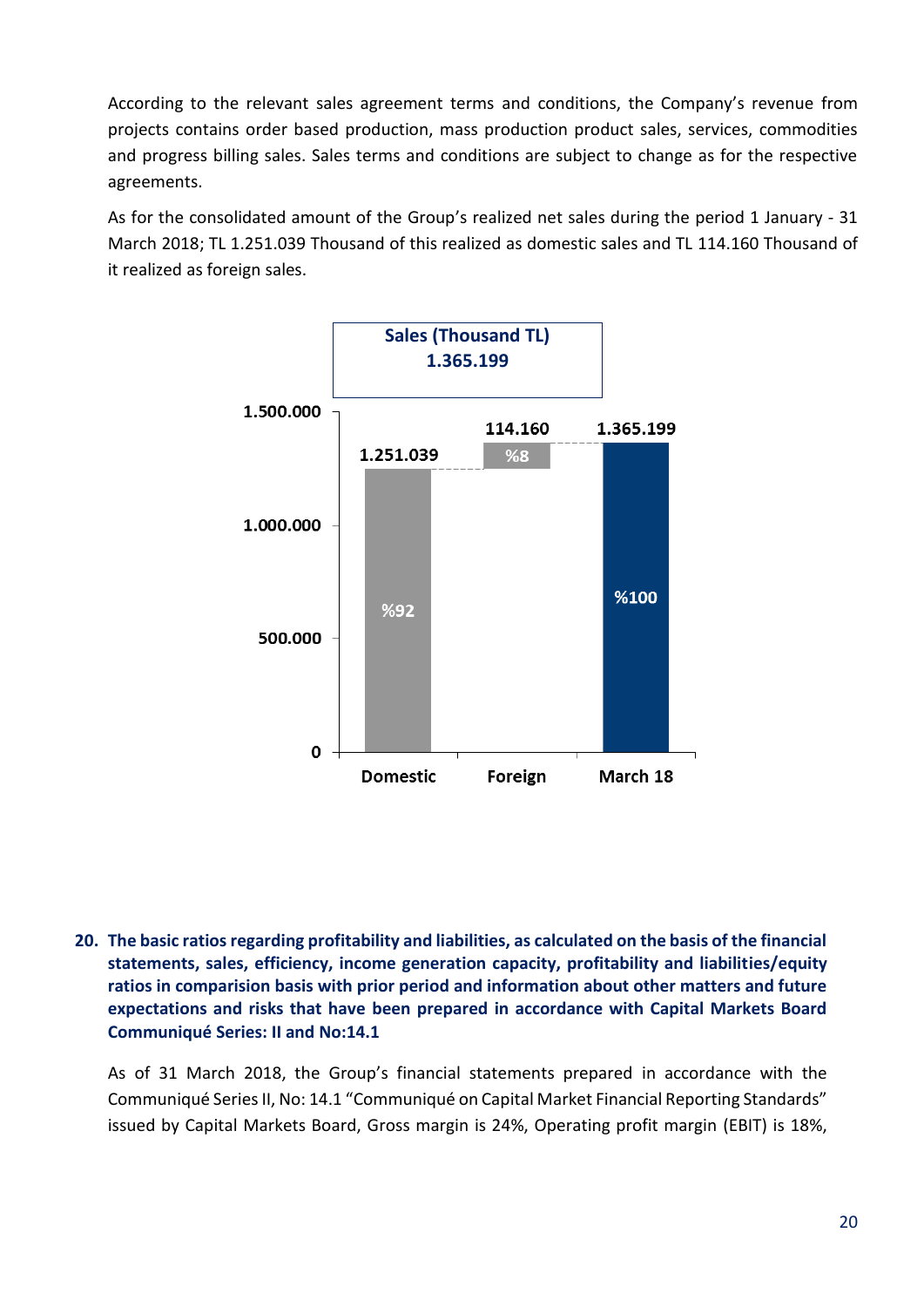According to the relevant sales agreement terms and conditions, the Company's revenue from projects contains order based production, mass production product sales, services, commodities and progress billing sales. Sales terms and conditions are subject to change as for the respective agreements.

As for the consolidated amount of the Group's realized net sales during the period 1 January - 31 March 2018; TL 1.251.039 Thousand of this realized as domestic sales and TL 114.160 Thousand of it realized as foreign sales.

**Sales (Thousand TL)**
**1.365.199**

| | Domestic | Foreign | March 18 |
|---|---|---|---|
| Amount | 1.251.039 | 114.160 | 1.365.199 |
| Share | %92 | %8 | %100 |

**20. The basic ratios regarding profitability and liabilities, as calculated on the basis of the financial statements, sales, efficiency, income generation capacity, profitability and liabilities/equity ratios in comparision basis with prior period and information about other matters and future expectations and risks that have been prepared in accordance with Capital Markets Board Communiqué Series: II and No:14.1**

As of 31 March 2018, the Group's financial statements prepared in accordance with the Communiqué Series II, No: 14.1 "Communiqué on Capital Market Financial Reporting Standards" issued by Capital Markets Board, Gross margin is 24%, Operating profit margin (EBIT) is 18%,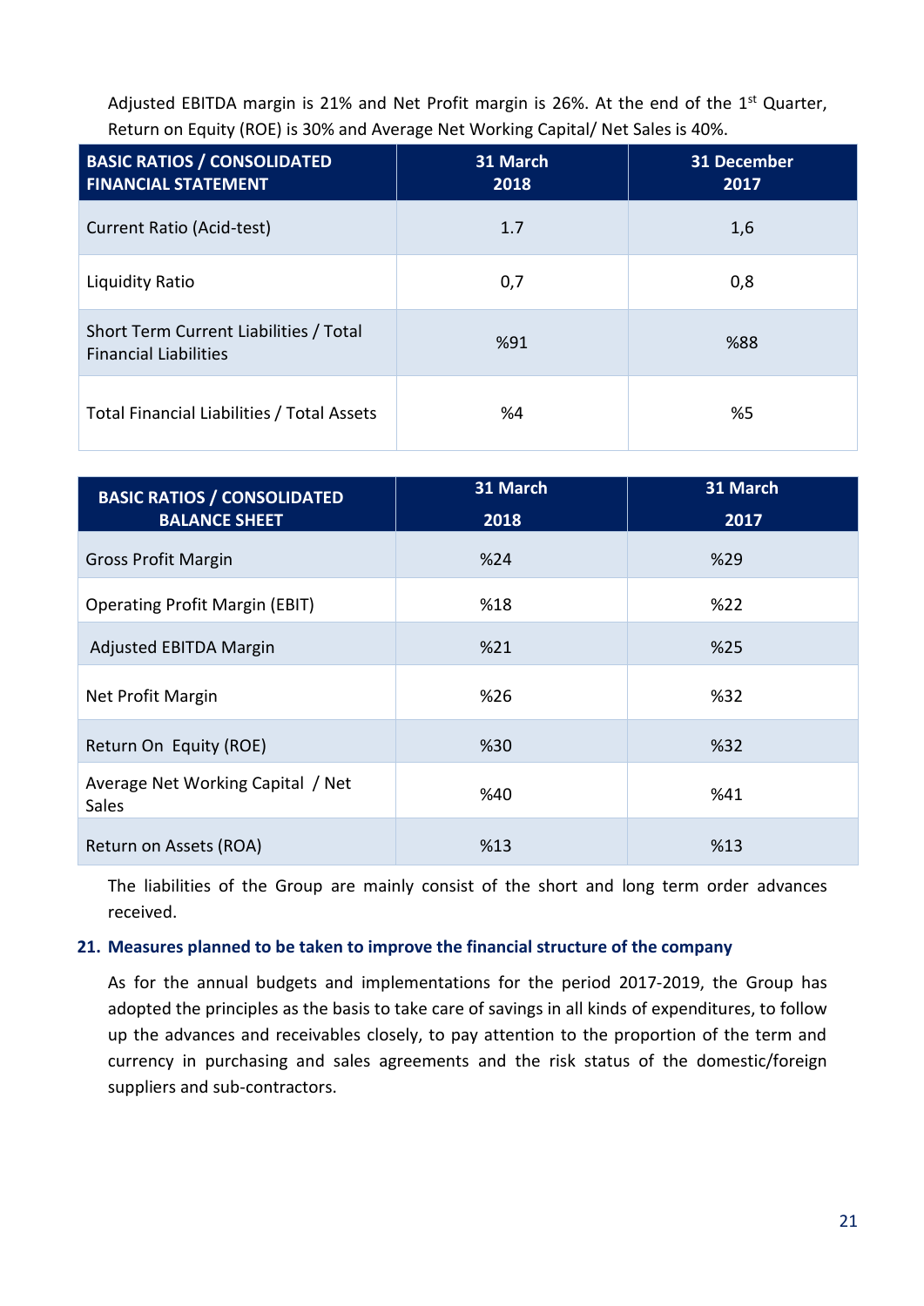Adjusted EBITDA margin is 21% and Net Profit margin is 26%. At the end of the 1st Quarter, Return on Equity (ROE) is 30% and Average Net Working Capital/ Net Sales is 40%.

| BASIC RATIOS / CONSOLIDATED FINANCIAL STATEMENT | 31 March 2018 | 31 December 2017 |
|---|---|---|
| Current Ratio (Acid-test) | 1.7 | 1,6 |
| Liquidity Ratio | 0,7 | 0,8 |
| Short Term Current Liabilities / Total Financial Liabilities | %91 | %88 |
| Total Financial Liabilities / Total Assets | %4 | %5 |

| BASIC RATIOS / CONSOLIDATED BALANCE SHEET | 31 March 2018 | 31 March 2017 |
|---|---|---|
| Gross Profit Margin | %24 | %29 |
| Operating Profit Margin (EBIT) | %18 | %22 |
| Adjusted EBITDA Margin | %21 | %25 |
| Net Profit Margin | %26 | %32 |
| Return On Equity (ROE) | %30 | %32 |
| Average Net Working Capital / Net Sales | %40 | %41 |
| Return on Assets (ROA) | %13 | %13 |

The liabilities of the Group are mainly consist of the short and long term order advances received.

## 21. Measures planned to be taken to improve the financial structure of the company

As for the annual budgets and implementations for the period 2017-2019, the Group has adopted the principles as the basis to take care of savings in all kinds of expenditures, to follow up the advances and receivables closely, to pay attention to the proportion of the term and currency in purchasing and sales agreements and the risk status of the domestic/foreign suppliers and sub-contractors.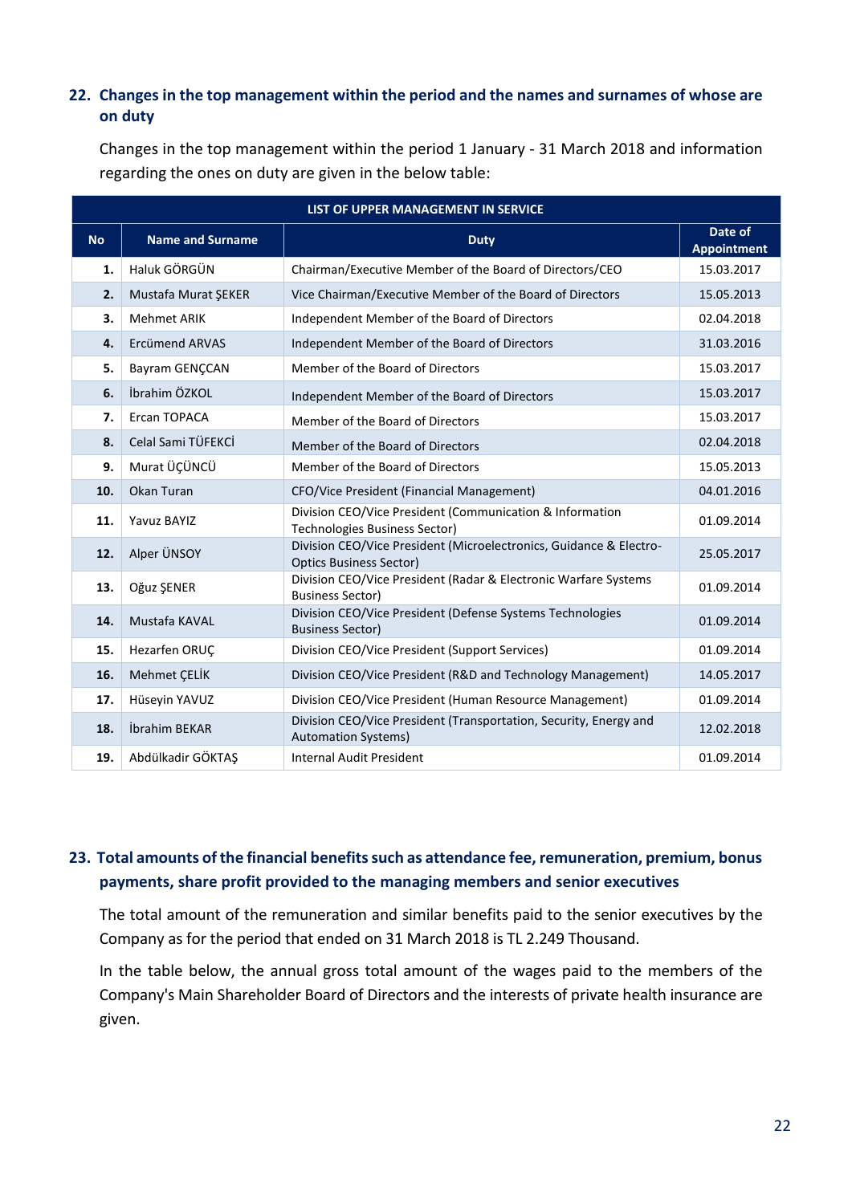## 22. Changes in the top management within the period and the names and surnames of whose are on duty

Changes in the top management within the period 1 January - 31 March 2018 and information regarding the ones on duty are given in the below table:

| LIST OF UPPER MANAGEMENT IN SERVICE | | | |
|---|---|---|---|
| **No** | **Name and Surname** | **Duty** | **Date of Appointment** |
| **1.** | Haluk GÖRGÜN | Chairman/Executive Member of the Board of Directors/CEO | 15.03.2017 |
| **2.** | Mustafa Murat ŞEKER | Vice Chairman/Executive Member of the Board of Directors | 15.05.2013 |
| **3.** | Mehmet ARIK | Independent Member of the Board of Directors | 02.04.2018 |
| **4.** | Ercümend ARVAS | Independent Member of the Board of Directors | 31.03.2016 |
| **5.** | Bayram GENÇCAN | Member of the Board of Directors | 15.03.2017 |
| **6.** | İbrahim ÖZKOL | Independent Member of the Board of Directors | 15.03.2017 |
| **7.** | Ercan TOPACA | Member of the Board of Directors | 15.03.2017 |
| **8.** | Celal Sami TÜFEKCİ | Member of the Board of Directors | 02.04.2018 |
| **9.** | Murat ÜÇÜNCÜ | Member of the Board of Directors | 15.05.2013 |
| **10.** | Okan Turan | CFO/Vice President (Financial Management) | 04.01.2016 |
| **11.** | Yavuz BAYIZ | Division CEO/Vice President (Communication & Information Technologies Business Sector) | 01.09.2014 |
| **12.** | Alper ÜNSOY | Division CEO/Vice President (Microelectronics, Guidance & Electro-Optics Business Sector) | 25.05.2017 |
| **13.** | Oğuz ŞENER | Division CEO/Vice President (Radar & Electronic Warfare Systems Business Sector) | 01.09.2014 |
| **14.** | Mustafa KAVAL | Division CEO/Vice President (Defense Systems Technologies Business Sector) | 01.09.2014 |
| **15.** | Hezarfen ORUÇ | Division CEO/Vice President (Support Services) | 01.09.2014 |
| **16.** | Mehmet ÇELİK | Division CEO/Vice President (R&D and Technology Management) | 14.05.2017 |
| **17.** | Hüseyin YAVUZ | Division CEO/Vice President (Human Resource Management) | 01.09.2014 |
| **18.** | İbrahim BEKAR | Division CEO/Vice President (Transportation, Security, Energy and Automation Systems) | 12.02.2018 |
| **19.** | Abdülkadir GÖKTAŞ | Internal Audit President | 01.09.2014 |

## 23. Total amounts of the financial benefits such as attendance fee, remuneration, premium, bonus payments, share profit provided to the managing members and senior executives

The total amount of the remuneration and similar benefits paid to the senior executives by the Company as for the period that ended on 31 March 2018 is TL 2.249 Thousand.

In the table below, the annual gross total amount of the wages paid to the members of the Company's Main Shareholder Board of Directors and the interests of private health insurance are given.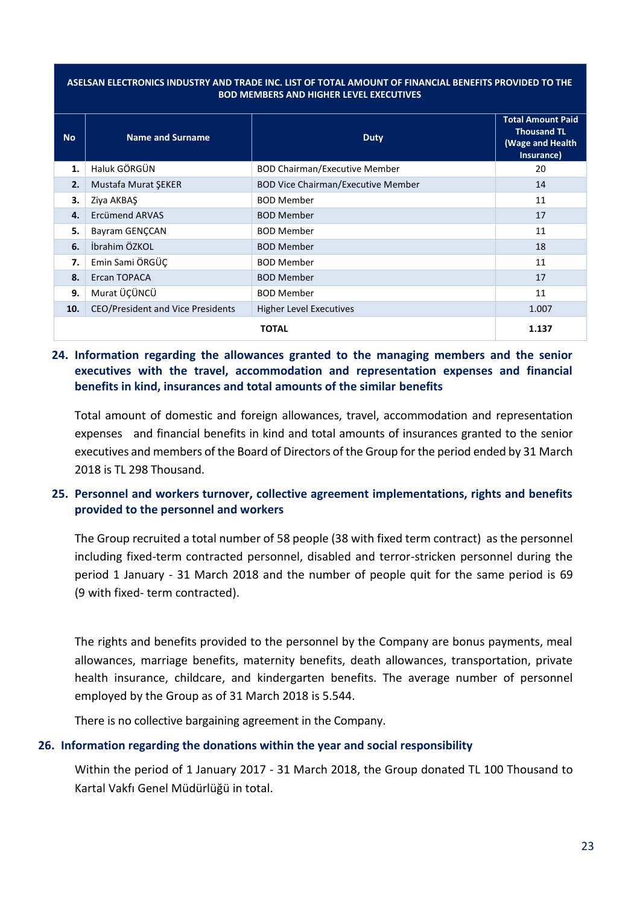| ASELSAN ELECTRONICS INDUSTRY AND TRADE INC. LIST OF TOTAL AMOUNT OF FINANCIAL BENEFITS PROVIDED TO THE BOD MEMBERS AND HIGHER LEVEL EXECUTIVES | | | |
|---|---|---|---|
| **No** | **Name and Surname** | **Duty** | **Total Amount Paid Thousand TL (Wage and Health Insurance)** |
| **1.** | Haluk GÖRGÜN | BOD Chairman/Executive Member | 20 |
| **2.** | Mustafa Murat ŞEKER | BOD Vice Chairman/Executive Member | 14 |
| **3.** | Ziya AKBAŞ | BOD Member | 11 |
| **4.** | Ercümend ARVAS | BOD Member | 17 |
| **5.** | Bayram GENÇCAN | BOD Member | 11 |
| **6.** | İbrahim ÖZKOL | BOD Member | 18 |
| **7.** | Emin Sami ÖRGÜÇ | BOD Member | 11 |
| **8.** | Ercan TOPACA | BOD Member | 17 |
| **9.** | Murat ÜÇÜNCÜ | BOD Member | 11 |
| **10.** | CEO/President and Vice Presidents | Higher Level Executives | 1.007 |
| **TOTAL** | | | **1.137** |

## 24. Information regarding the allowances granted to the managing members and the senior executives with the travel, accommodation and representation expenses and financial benefits in kind, insurances and total amounts of the similar benefits

Total amount of domestic and foreign allowances, travel, accommodation and representation expenses and financial benefits in kind and total amounts of insurances granted to the senior executives and members of the Board of Directors of the Group for the period ended by 31 March 2018 is TL 298 Thousand.

## 25. Personnel and workers turnover, collective agreement implementations, rights and benefits provided to the personnel and workers

The Group recruited a total number of 58 people (38 with fixed term contract) as the personnel including fixed-term contracted personnel, disabled and terror-stricken personnel during the period 1 January - 31 March 2018 and the number of people quit for the same period is 69 (9 with fixed- term contracted).

The rights and benefits provided to the personnel by the Company are bonus payments, meal allowances, marriage benefits, maternity benefits, death allowances, transportation, private health insurance, childcare, and kindergarten benefits. The average number of personnel employed by the Group as of 31 March 2018 is 5.544.

There is no collective bargaining agreement in the Company.

## 26. Information regarding the donations within the year and social responsibility

Within the period of 1 January 2017 - 31 March 2018, the Group donated TL 100 Thousand to Kartal Vakfı Genel Müdürlüğü in total.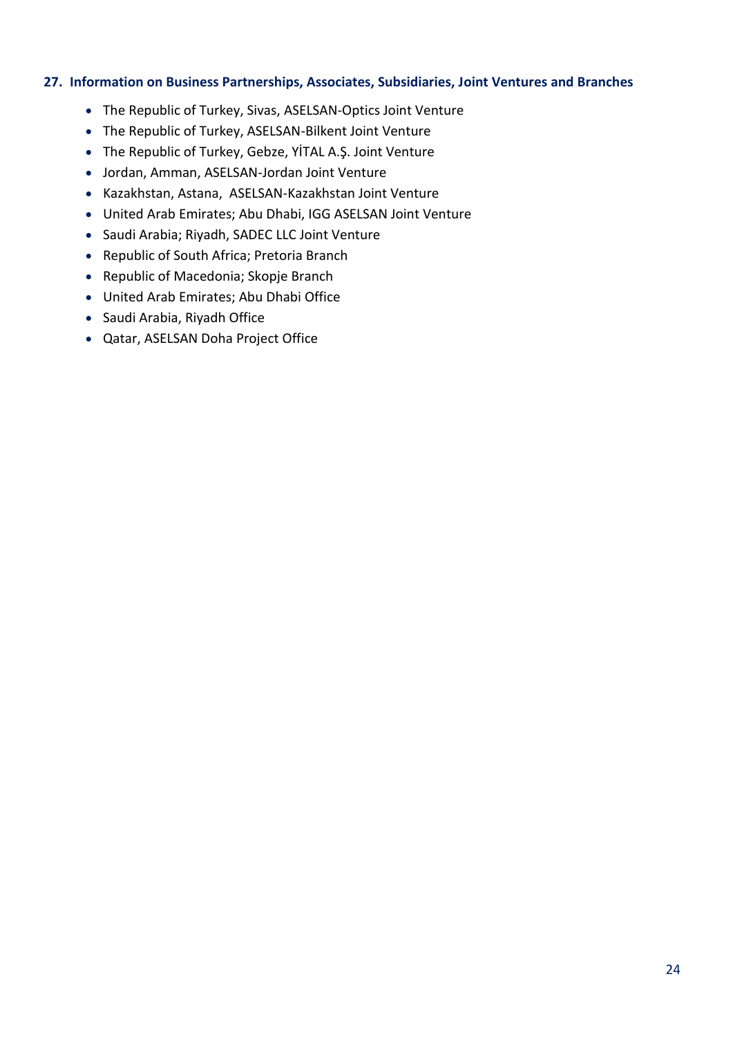## 27. Information on Business Partnerships, Associates, Subsidiaries, Joint Ventures and Branches

- The Republic of Turkey, Sivas, ASELSAN-Optics Joint Venture
- The Republic of Turkey, ASELSAN-Bilkent Joint Venture
- The Republic of Turkey, Gebze, YİTAL A.Ş. Joint Venture
- Jordan, Amman, ASELSAN-Jordan Joint Venture
- Kazakhstan, Astana, ASELSAN-Kazakhstan Joint Venture
- United Arab Emirates; Abu Dhabi, IGG ASELSAN Joint Venture
- Saudi Arabia; Riyadh, SADEC LLC Joint Venture
- Republic of South Africa; Pretoria Branch
- Republic of Macedonia; Skopje Branch
- United Arab Emirates; Abu Dhabi Office
- Saudi Arabia, Riyadh Office
- Qatar, ASELSAN Doha Project Office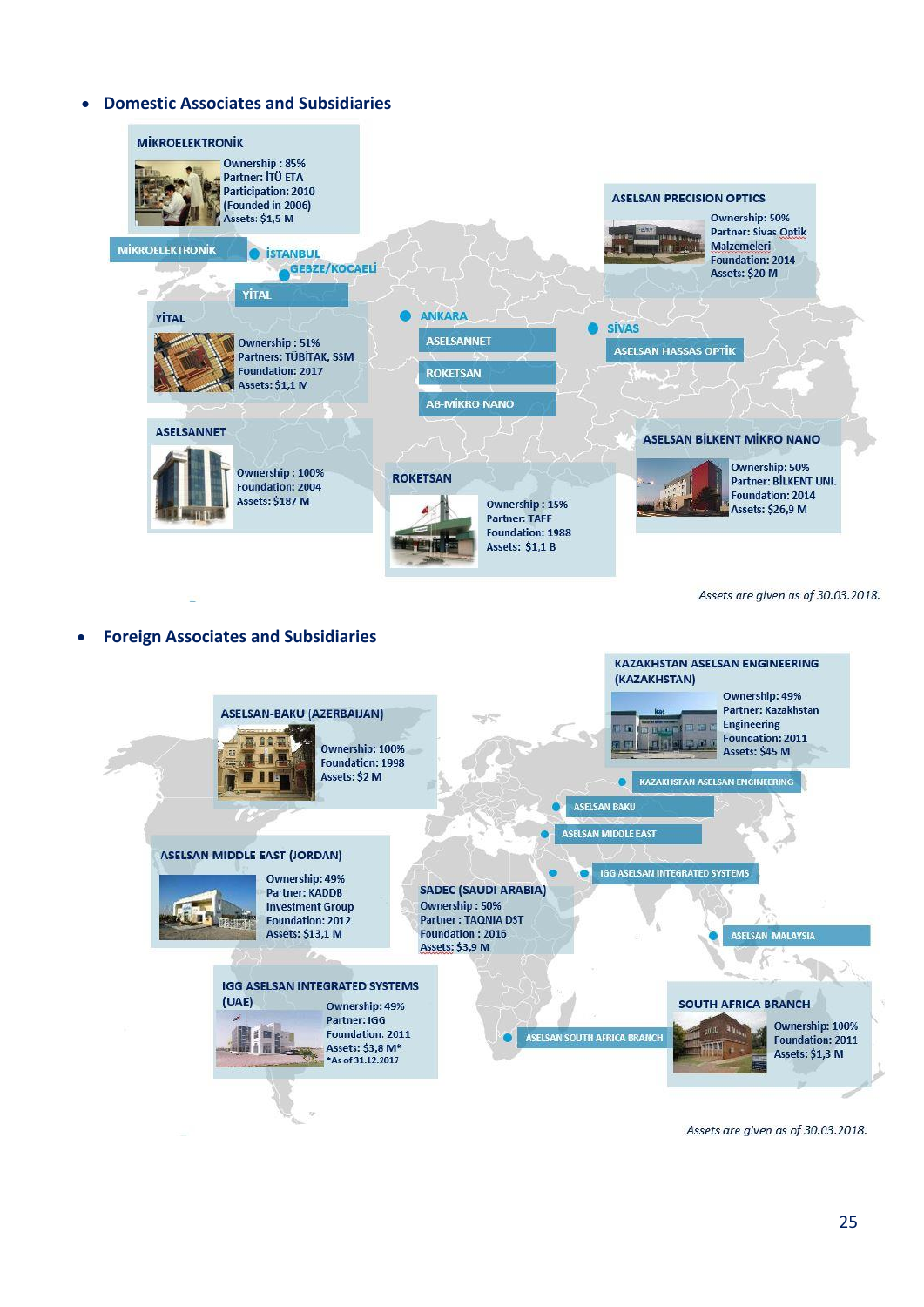- **Domestic Associates and Subsidiaries**

**MİKROELEKTRONİK**

Ownership : 85%
Partner: İTÜ ETA
Participation: 2010
(Founded in 2006)
Assets: $1,5 M

**ASELSAN PRECISION OPTICS**

Ownership: 50%
Partner: Sivas Optik Malzemeleri
Foundation: 2014
Assets: $20 M

MİKROELEKTRONİK — İSTANBUL

YİTAL — GEBZE/KOCAELİ

ANKARA: ASELSANNET, ROKETSAN, AB-MİKRO NANO

SİVAS: ASELSAN HASSAS OPTİK

**YİTAL**

Ownership : 51%
Partners: TÜBİTAK, SSM
Foundation: 2017
Assets: $1,1 M

**ASELSANNET**

Ownership : 100%
Foundation: 2004
Assets: $187 M

**ROKETSAN**

Ownership : 15%
Partner: TAFF
Foundation: 1988
Assets: $1,1 B

**ASELSAN BİLKENT MİKRO NANO**

Ownership: 50%
Partner: BİLKENT UNI.
Foundation: 2014
Assets: $26,9 M

*Assets are given as of 30.03.2018.*

- **Foreign Associates and Subsidiaries**

**KAZAKHSTAN ASELSAN ENGINEERING (KAZAKHSTAN)**

Ownership: 49%
Partner: Kazakhstan Engineering
Foundation: 2011
Assets: $45 M

**ASELSAN-BAKU (AZERBAIJAN)**

Ownership: 100%
Foundation: 1998
Assets: $2 M

KAZAKHSTAN ASELSAN ENGINEERING

ASELSAN BAKÜ

ASELSAN MIDDLE EAST

IGG ASELSAN INTEGRATED SYSTEMS

ASELSAN MALAYSIA

ASELSAN SOUTH AFRICA BRANCH

**ASELSAN MIDDLE EAST (JORDAN)**

Ownership: 49%
Partner: KADDB Investment Group
Foundation: 2012
Assets: $13,1 M

**SADEC (SAUDI ARABIA)**

Ownership : 50%
Partner : TAQNIA DST
Foundation : 2016
Assets: $3,9 M

**IGG ASELSAN INTEGRATED SYSTEMS (UAE)**

Ownership: 49%
Partner: IGG
Foundation: 2011
Assets: $3,8 M*
*As of 31.12.2017

**SOUTH AFRICA BRANCH**

Ownership: 100%
Foundation: 2011
Assets: $1,3 M

*Assets are given as of 30.03.2018.*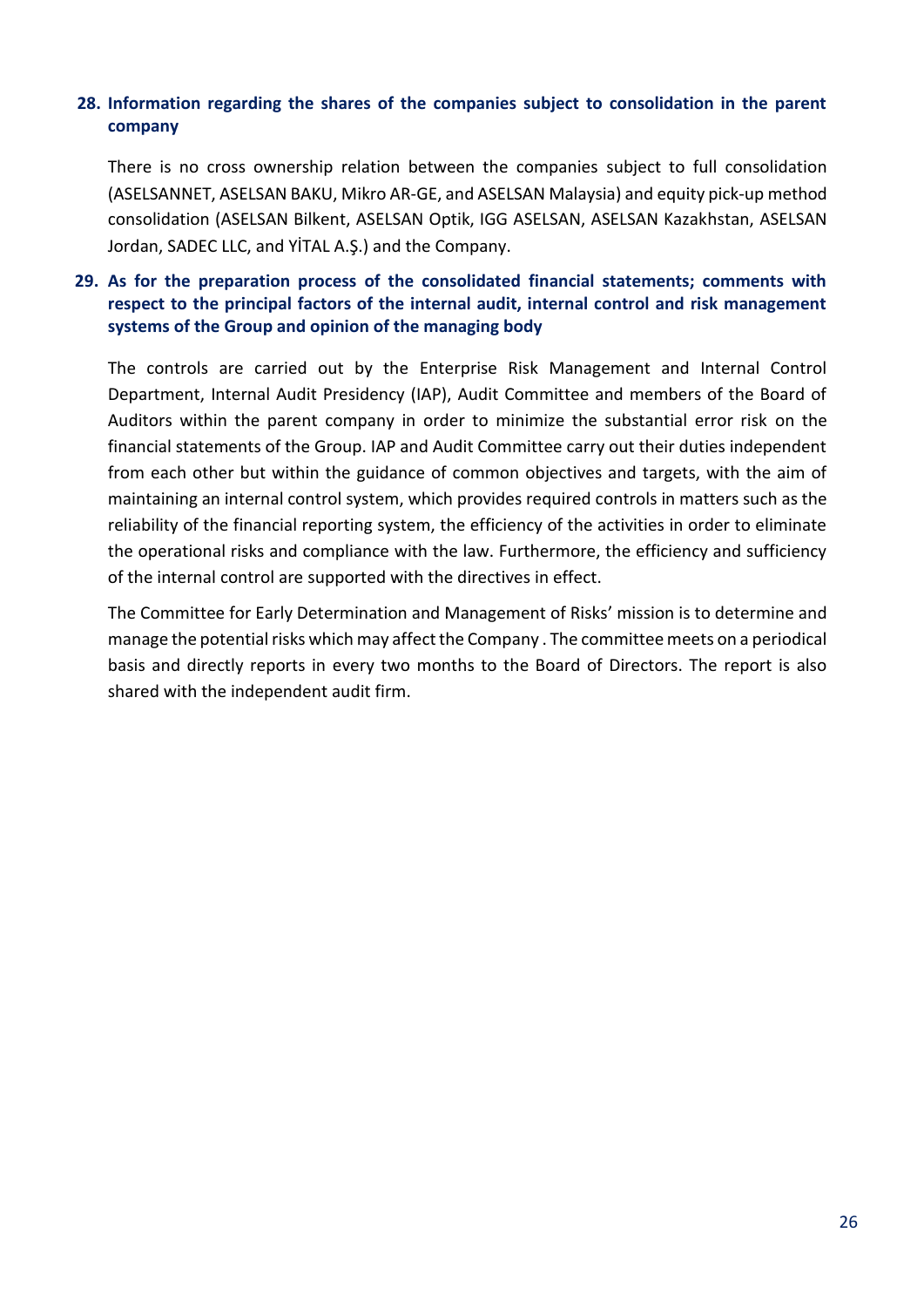## 28. Information regarding the shares of the companies subject to consolidation in the parent company

There is no cross ownership relation between the companies subject to full consolidation (ASELSANNET, ASELSAN BAKU, Mikro AR-GE, and ASELSAN Malaysia) and equity pick-up method consolidation (ASELSAN Bilkent, ASELSAN Optik, IGG ASELSAN, ASELSAN Kazakhstan, ASELSAN Jordan, SADEC LLC, and YİTAL A.Ş.) and the Company.

## 29. As for the preparation process of the consolidated financial statements; comments with respect to the principal factors of the internal audit, internal control and risk management systems of the Group and opinion of the managing body

The controls are carried out by the Enterprise Risk Management and Internal Control Department, Internal Audit Presidency (IAP), Audit Committee and members of the Board of Auditors within the parent company in order to minimize the substantial error risk on the financial statements of the Group. IAP and Audit Committee carry out their duties independent from each other but within the guidance of common objectives and targets, with the aim of maintaining an internal control system, which provides required controls in matters such as the reliability of the financial reporting system, the efficiency of the activities in order to eliminate the operational risks and compliance with the law. Furthermore, the efficiency and sufficiency of the internal control are supported with the directives in effect.

The Committee for Early Determination and Management of Risks' mission is to determine and manage the potential risks which may affect the Company . The committee meets on a periodical basis and directly reports in every two months to the Board of Directors. The report is also shared with the independent audit firm.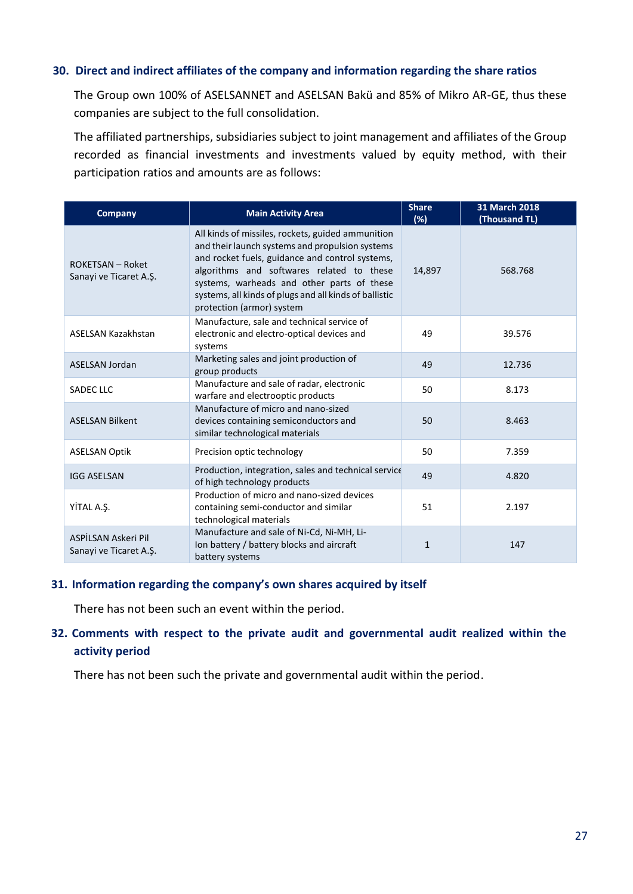## 30. Direct and indirect affiliates of the company and information regarding the share ratios

The Group own 100% of ASELSANNET and ASELSAN Bakü and 85% of Mikro AR-GE, thus these companies are subject to the full consolidation.

The affiliated partnerships, subsidiaries subject to joint management and affiliates of the Group recorded as financial investments and investments valued by equity method, with their participation ratios and amounts are as follows:

| Company | Main Activity Area | Share (%) | 31 March 2018 (Thousand TL) |
|---|---|---|---|
| ROKETSAN – Roket Sanayi ve Ticaret A.Ş. | All kinds of missiles, rockets, guided ammunition and their launch systems and propulsion systems and rocket fuels, guidance and control systems, algorithms and softwares related to these systems, warheads and other parts of these systems, all kinds of plugs and all kinds of ballistic protection (armor) system | 14,897 | 568.768 |
| ASELSAN Kazakhstan | Manufacture, sale and technical service of electronic and electro-optical devices and systems | 49 | 39.576 |
| ASELSAN Jordan | Marketing sales and joint production of group products | 49 | 12.736 |
| SADEC LLC | Manufacture and sale of radar, electronic warfare and electrooptic products | 50 | 8.173 |
| ASELSAN Bilkent | Manufacture of micro and nano-sized devices containing semiconductors and similar technological materials | 50 | 8.463 |
| ASELSAN Optik | Precision optic technology | 50 | 7.359 |
| IGG ASELSAN | Production, integration, sales and technical service of high technology products | 49 | 4.820 |
| YİTAL A.Ş. | Production of micro and nano-sized devices containing semi-conductor and similar technological materials | 51 | 2.197 |
| ASPİLSAN Askeri Pil Sanayi ve Ticaret A.Ş. | Manufacture and sale of Ni-Cd, Ni-MH, Li-Ion battery / battery blocks and aircraft battery systems | 1 | 147 |

## 31. Information regarding the company's own shares acquired by itself

There has not been such an event within the period.

## 32. Comments with respect to the private audit and governmental audit realized within the activity period

There has not been such the private and governmental audit within the period.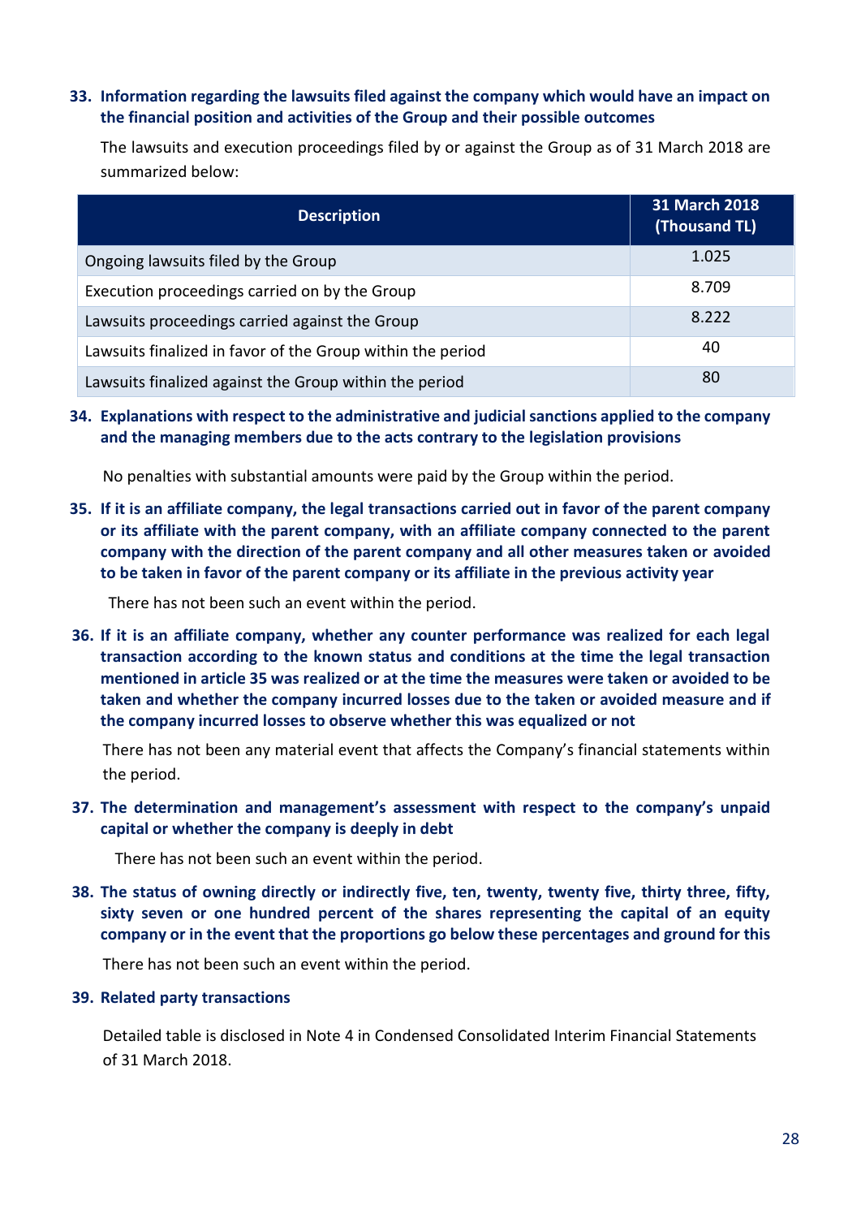**33. Information regarding the lawsuits filed against the company which would have an impact on the financial position and activities of the Group and their possible outcomes**

The lawsuits and execution proceedings filed by or against the Group as of 31 March 2018 are summarized below:

| Description | 31 March 2018 (Thousand TL) |
|---|---|
| Ongoing lawsuits filed by the Group | 1.025 |
| Execution proceedings carried on by the Group | 8.709 |
| Lawsuits proceedings carried against the Group | 8.222 |
| Lawsuits finalized in favor of the Group within the period | 40 |
| Lawsuits finalized against the Group within the period | 80 |

**34. Explanations with respect to the administrative and judicial sanctions applied to the company and the managing members due to the acts contrary to the legislation provisions**

No penalties with substantial amounts were paid by the Group within the period.

**35. If it is an affiliate company, the legal transactions carried out in favor of the parent company or its affiliate with the parent company, with an affiliate company connected to the parent company with the direction of the parent company and all other measures taken or avoided to be taken in favor of the parent company or its affiliate in the previous activity year**

There has not been such an event within the period.

**36. If it is an affiliate company, whether any counter performance was realized for each legal transaction according to the known status and conditions at the time the legal transaction mentioned in article 35 was realized or at the time the measures were taken or avoided to be taken and whether the company incurred losses due to the taken or avoided measure and if the company incurred losses to observe whether this was equalized or not**

There has not been any material event that affects the Company's financial statements within the period.

**37. The determination and management's assessment with respect to the company's unpaid capital or whether the company is deeply in debt**

There has not been such an event within the period.

**38. The status of owning directly or indirectly five, ten, twenty, twenty five, thirty three, fifty, sixty seven or one hundred percent of the shares representing the capital of an equity company or in the event that the proportions go below these percentages and ground for this**

There has not been such an event within the period.

**39. Related party transactions**

Detailed table is disclosed in Note 4 in Condensed Consolidated Interim Financial Statements of 31 March 2018.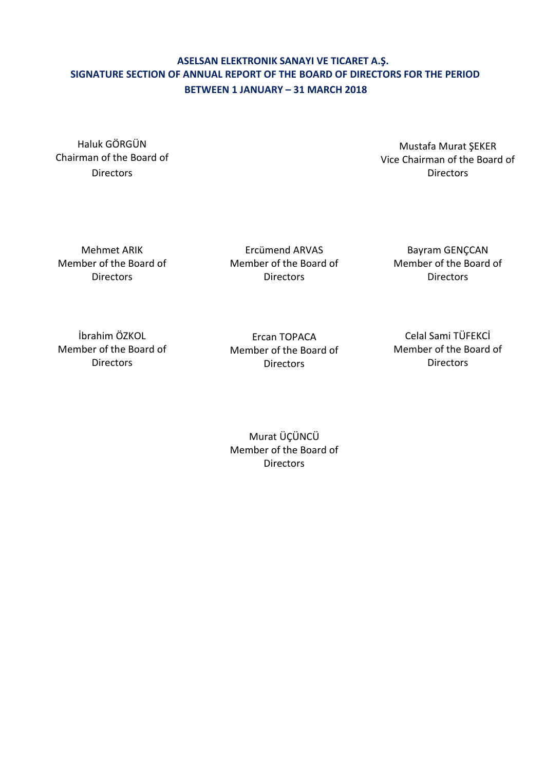**ASELSAN ELEKTRONIK SANAYI VE TICARET A.Ş.**
**SIGNATURE SECTION OF ANNUAL REPORT OF THE BOARD OF DIRECTORS FOR THE PERIOD BETWEEN 1 JANUARY – 31 MARCH 2018**

Haluk GÖRGÜN
Chairman of the Board of Directors

Mustafa Murat ŞEKER
Vice Chairman of the Board of Directors

Mehmet ARIK
Member of the Board of Directors

Ercümend ARVAS
Member of the Board of Directors

Bayram GENÇCAN
Member of the Board of Directors

İbrahim ÖZKOL
Member of the Board of Directors

Ercan TOPACA
Member of the Board of Directors

Celal Sami TÜFEKCİ
Member of the Board of Directors

Murat ÜÇÜNCÜ
Member of the Board of Directors